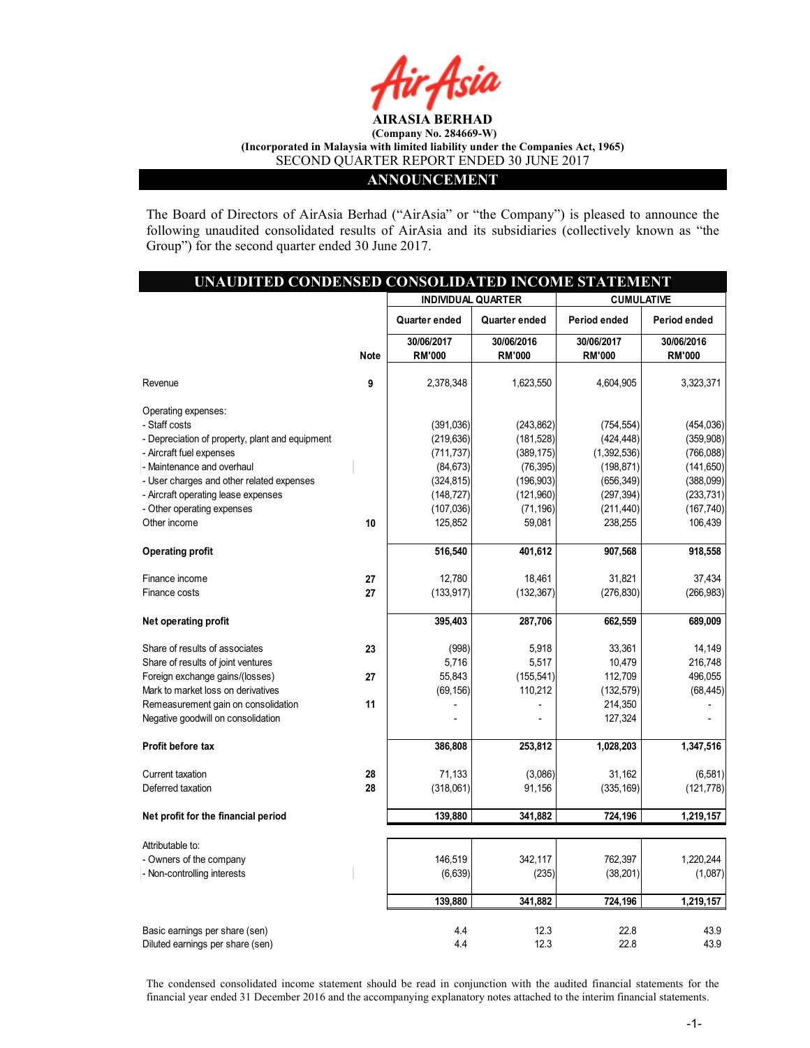# AIRASIA BERHAD

**(Company No. 284669-W)**

**(Incorporated in Malaysia with limited liability under the Companies Act, 1965)**

SECOND QUARTER REPORT ENDED 30 JUNE 2017

## ANNOUNCEMENT

The Board of Directors of AirAsia Berhad ("AirAsia" or "the Company") is pleased to announce the following unaudited consolidated results of AirAsia and its subsidiaries (collectively known as "the Group") for the second quarter ended 30 June 2017.

## UNAUDITED CONDENSED CONSOLIDATED INCOME STATEMENT

| | | INDIVIDUAL QUARTER | | CUMULATIVE | |
|---|---|---|---|---|---|
| | | Quarter ended | Quarter ended | Period ended | Period ended |
| | Note | 30/06/2017 RM'000 | 30/06/2016 RM'000 | 30/06/2017 RM'000 | 30/06/2016 RM'000 |
| Revenue | 9 | 2,378,348 | 1,623,550 | 4,604,905 | 3,323,371 |
| Operating expenses: | | | | | |
| - Staff costs | | (391,036) | (243,862) | (754,554) | (454,036) |
| - Depreciation of property, plant and equipment | | (219,636) | (181,528) | (424,448) | (359,908) |
| - Aircraft fuel expenses | | (711,737) | (389,175) | (1,392,536) | (766,088) |
| - Maintenance and overhaul | | (84,673) | (76,395) | (198,871) | (141,650) |
| - User charges and other related expenses | | (324,815) | (196,903) | (656,349) | (388,099) |
| - Aircraft operating lease expenses | | (148,727) | (121,960) | (297,394) | (233,731) |
| - Other operating expenses | | (107,036) | (71,196) | (211,440) | (167,740) |
| Other income | 10 | 125,852 | 59,081 | 238,255 | 106,439 |
| **Operating profit** | | **516,540** | **401,612** | **907,568** | **918,558** |
| Finance income | 27 | 12,780 | 18,461 | 31,821 | 37,434 |
| Finance costs | 27 | (133,917) | (132,367) | (276,830) | (266,983) |
| **Net operating profit** | | **395,403** | **287,706** | **662,559** | **689,009** |
| Share of results of associates | 23 | (998) | 5,918 | 33,361 | 14,149 |
| Share of results of joint ventures | | 5,716 | 5,517 | 10,479 | 216,748 |
| Foreign exchange gains/(losses) | 27 | 55,843 | (155,541) | 112,709 | 496,055 |
| Mark to market loss on derivatives | | (69,156) | 110,212 | (132,579) | (68,445) |
| Remeasurement gain on consolidation | 11 | - | - | 214,350 | - |
| Negative goodwill on consolidation | | - | - | 127,324 | - |
| **Profit before tax** | | **386,808** | **253,812** | **1,028,203** | **1,347,516** |
| Current taxation | 28 | 71,133 | (3,086) | 31,162 | (6,581) |
| Deferred taxation | 28 | (318,061) | 91,156 | (335,169) | (121,778) |
| **Net profit for the financial period** | | **139,880** | **341,882** | **724,196** | **1,219,157** |
| Attributable to: | | | | | |
| - Owners of the company | | 146,519 | 342,117 | 762,397 | 1,220,244 |
| - Non-controlling interests | | (6,639) | (235) | (38,201) | (1,087) |
| | | **139,880** | **341,882** | **724,196** | **1,219,157** |
| Basic earnings per share (sen) | | 4.4 | 12.3 | 22.8 | 43.9 |
| Diluted earnings per share (sen) | | 4.4 | 12.3 | 22.8 | 43.9 |

The condensed consolidated income statement should be read in conjunction with the audited financial statements for the financial year ended 31 December 2016 and the accompanying explanatory notes attached to the interim financial statements.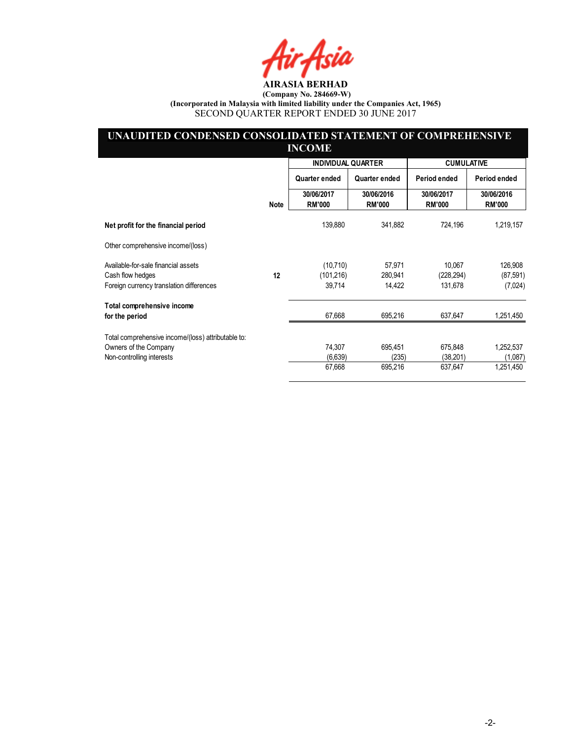**AIRASIA BERHAD**

**(Company No. 284669-W)**

**(Incorporated in Malaysia with limited liability under the Companies Act, 1965)**

SECOND QUARTER REPORT ENDED 30 JUNE 2017

## UNAUDITED CONDENSED CONSOLIDATED STATEMENT OF COMPREHENSIVE INCOME

| | | INDIVIDUAL QUARTER | | CUMULATIVE | |
|---|---|---|---|---|---|
| | | Quarter ended | Quarter ended | Period ended | Period ended |
| | Note | 30/06/2017 RM'000 | 30/06/2016 RM'000 | 30/06/2017 RM'000 | 30/06/2016 RM'000 |
| **Net profit for the financial period** | | 139,880 | 341,882 | 724,196 | 1,219,157 |
| Other comprehensive income/(loss) | | | | | |
| Available-for-sale financial assets | | (10,710) | 57,971 | 10,067 | 126,908 |
| Cash flow hedges | 12 | (101,216) | 280,941 | (228,294) | (87,591) |
| Foreign currency translation differences | | 39,714 | 14,422 | 131,678 | (7,024) |
| **Total comprehensive income for the period** | | 67,668 | 695,216 | 637,647 | 1,251,450 |
| Total comprehensive income/(loss) attributable to: | | | | | |
| Owners of the Company | | 74,307 | 695,451 | 675,848 | 1,252,537 |
| Non-controlling interests | | (6,639) | (235) | (38,201) | (1,087) |
| | | 67,668 | 695,216 | 637,647 | 1,251,450 |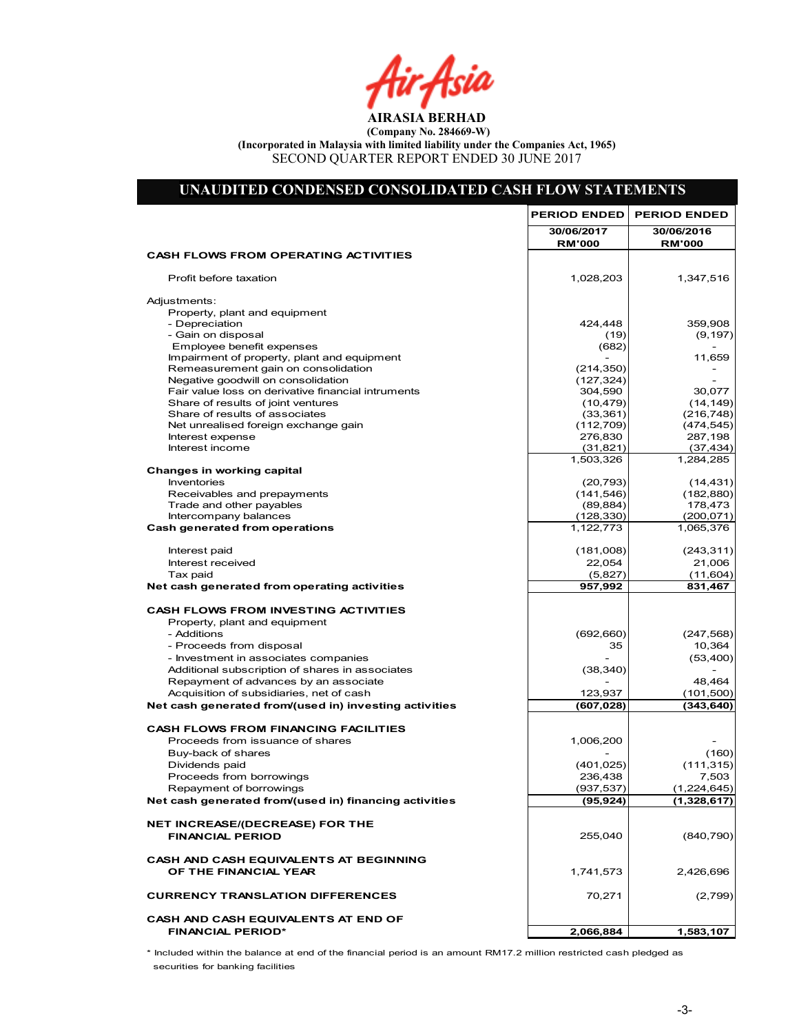# AIRASIA BERHAD

**(Company No. 284669-W)**

**(Incorporated in Malaysia with limited liability under the Companies Act, 1965)**

SECOND QUARTER REPORT ENDED 30 JUNE 2017

## UNAUDITED CONDENSED CONSOLIDATED CASH FLOW STATEMENTS

| | PERIOD ENDED 30/06/2017 RM'000 | PERIOD ENDED 30/06/2016 RM'000 |
|---|---|---|
| **CASH FLOWS FROM OPERATING ACTIVITIES** | | |
| Profit before taxation | 1,028,203 | 1,347,516 |
| Adjustments: | | |
| Property, plant and equipment | | |
| - Depreciation | 424,448 | 359,908 |
| - Gain on disposal | (19) | (9,197) |
| Employee benefit expenses | (682) | - |
| Impairment of property, plant and equipment | - | 11,659 |
| Remeasurement gain on consolidation | (214,350) | - |
| Negative goodwill on consolidation | (127,324) | - |
| Fair value loss on derivative financial intruments | 304,590 | 30,077 |
| Share of results of joint ventures | (10,479) | (14,149) |
| Share of results of associates | (33,361) | (216,748) |
| Net unrealised foreign exchange gain | (112,709) | (474,545) |
| Interest expense | 276,830 | 287,198 |
| Interest income | (31,821) | (37,434) |
| | 1,503,326 | 1,284,285 |
| **Changes in working capital** | | |
| Inventories | (20,793) | (14,431) |
| Receivables and prepayments | (141,546) | (182,880) |
| Trade and other payables | (89,884) | 178,473 |
| Intercompany balances | (128,330) | (200,071) |
| **Cash generated from operations** | 1,122,773 | 1,065,376 |
| Interest paid | (181,008) | (243,311) |
| Interest received | 22,054 | 21,006 |
| Tax paid | (5,827) | (11,604) |
| **Net cash generated from operating activities** | **957,992** | **831,467** |
| **CASH FLOWS FROM INVESTING ACTIVITIES** | | |
| Property, plant and equipment | | |
| - Additions | (692,660) | (247,568) |
| - Proceeds from disposal | 35 | 10,364 |
| - Investment in associates companies | - | (53,400) |
| Additional subscription of shares in associates | (38,340) | - |
| Repayment of advances by an associate | - | 48,464 |
| Acquisition of subsidiaries, net of cash | 123,937 | (101,500) |
| **Net cash generated from/(used in) investing activities** | **(607,028)** | **(343,640)** |
| **CASH FLOWS FROM FINANCING FACILITIES** | | |
| Proceeds from issuance of shares | 1,006,200 | - |
| Buy-back of shares | - | (160) |
| Dividends paid | (401,025) | (111,315) |
| Proceeds from borrowings | 236,438 | 7,503 |
| Repayment of borrowings | (937,537) | (1,224,645) |
| **Net cash generated from/(used in) financing activities** | **(95,924)** | **(1,328,617)** |
| **NET INCREASE/(DECREASE) FOR THE FINANCIAL PERIOD** | 255,040 | (840,790) |
| **CASH AND CASH EQUIVALENTS AT BEGINNING OF THE FINANCIAL YEAR** | 1,741,573 | 2,426,696 |
| **CURRENCY TRANSLATION DIFFERENCES** | 70,271 | (2,799) |
| **CASH AND CASH EQUIVALENTS AT END OF FINANCIAL PERIOD*** | **2,066,884** | **1,583,107** |

\* Included within the balance at end of the financial period is an amount RM17.2 million restricted cash pledged as securities for banking facilities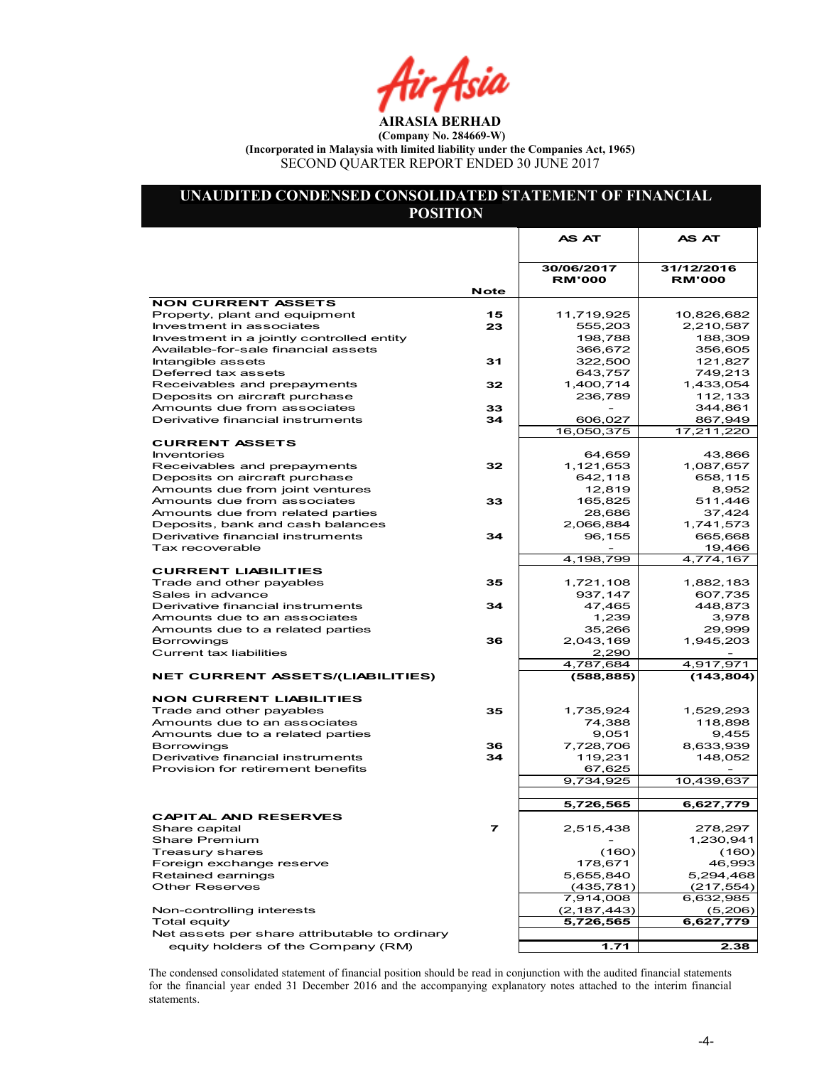**AIRASIA BERHAD**
**(Company No. 284669-W)**
**(Incorporated in Malaysia with limited liability under the Companies Act, 1965)**
SECOND QUARTER REPORT ENDED 30 JUNE 2017

## UNAUDITED CONDENSED CONSOLIDATED STATEMENT OF FINANCIAL POSITION

| | Note | AS AT 30/06/2017 RM'000 | AS AT 31/12/2016 RM'000 |
|---|---|---|---|
| **NON CURRENT ASSETS** | | | |
| Property, plant and equipment | 15 | 11,719,925 | 10,826,682 |
| Investment in associates | 23 | 555,203 | 2,210,587 |
| Investment in a jointly controlled entity | | 198,788 | 188,309 |
| Available-for-sale financial assets | | 366,672 | 356,605 |
| Intangible assets | 31 | 322,500 | 121,827 |
| Deferred tax assets | | 643,757 | 749,213 |
| Receivables and prepayments | 32 | 1,400,714 | 1,433,054 |
| Deposits on aircraft purchase | | 236,789 | 112,133 |
| Amounts due from associates | 33 | - | 344,861 |
| Derivative financial instruments | 34 | 606,027 | 867,949 |
| | | 16,050,375 | 17,211,220 |
| **CURRENT ASSETS** | | | |
| Inventories | | 64,659 | 43,866 |
| Receivables and prepayments | 32 | 1,121,653 | 1,087,657 |
| Deposits on aircraft purchase | | 642,118 | 658,115 |
| Amounts due from joint ventures | | 12,819 | 8,952 |
| Amounts due from associates | 33 | 165,825 | 511,446 |
| Amounts due from related parties | | 28,686 | 37,424 |
| Deposits, bank and cash balances | | 2,066,884 | 1,741,573 |
| Derivative financial instruments | 34 | 96,155 | 665,668 |
| Tax recoverable | | - | 19,466 |
| | | 4,198,799 | 4,774,167 |
| **CURRENT LIABILITIES** | | | |
| Trade and other payables | 35 | 1,721,108 | 1,882,183 |
| Sales in advance | | 937,147 | 607,735 |
| Derivative financial instruments | 34 | 47,465 | 448,873 |
| Amounts due to an associates | | 1,239 | 3,978 |
| Amounts due to a related parties | | 35,266 | 29,999 |
| Borrowings | 36 | 2,043,169 | 1,945,203 |
| Current tax liabilities | | 2,290 | - |
| | | 4,787,684 | 4,917,971 |
| **NET CURRENT ASSETS/(LIABILITIES)** | | **(588,885)** | **(143,804)** |
| **NON CURRENT LIABILITIES** | | | |
| Trade and other payables | 35 | 1,735,924 | 1,529,293 |
| Amounts due to an associates | | 74,388 | 118,898 |
| Amounts due to a related parties | | 9,051 | 9,455 |
| Borrowings | 36 | 7,728,706 | 8,633,939 |
| Derivative financial instruments | 34 | 119,231 | 148,052 |
| Provision for retirement benefits | | 67,625 | - |
| | | 9,734,925 | 10,439,637 |
| | | **5,726,565** | **6,627,779** |
| **CAPITAL AND RESERVES** | | | |
| Share capital | 7 | 2,515,438 | 278,297 |
| Share Premium | | - | 1,230,941 |
| Treasury shares | | (160) | (160) |
| Foreign exchange reserve | | 178,671 | 46,993 |
| Retained earnings | | 5,655,840 | 5,294,468 |
| Other Reserves | | (435,781) | (217,554) |
| | | 7,914,008 | 6,632,985 |
| Non-controlling interests | | (2,187,443) | (5,206) |
| Total equity | | **5,726,565** | **6,627,779** |
| Net assets per share attributable to ordinary equity holders of the Company (RM) | | **1.71** | **2.38** |

The condensed consolidated statement of financial position should be read in conjunction with the audited financial statements for the financial year ended 31 December 2016 and the accompanying explanatory notes attached to the interim financial statements.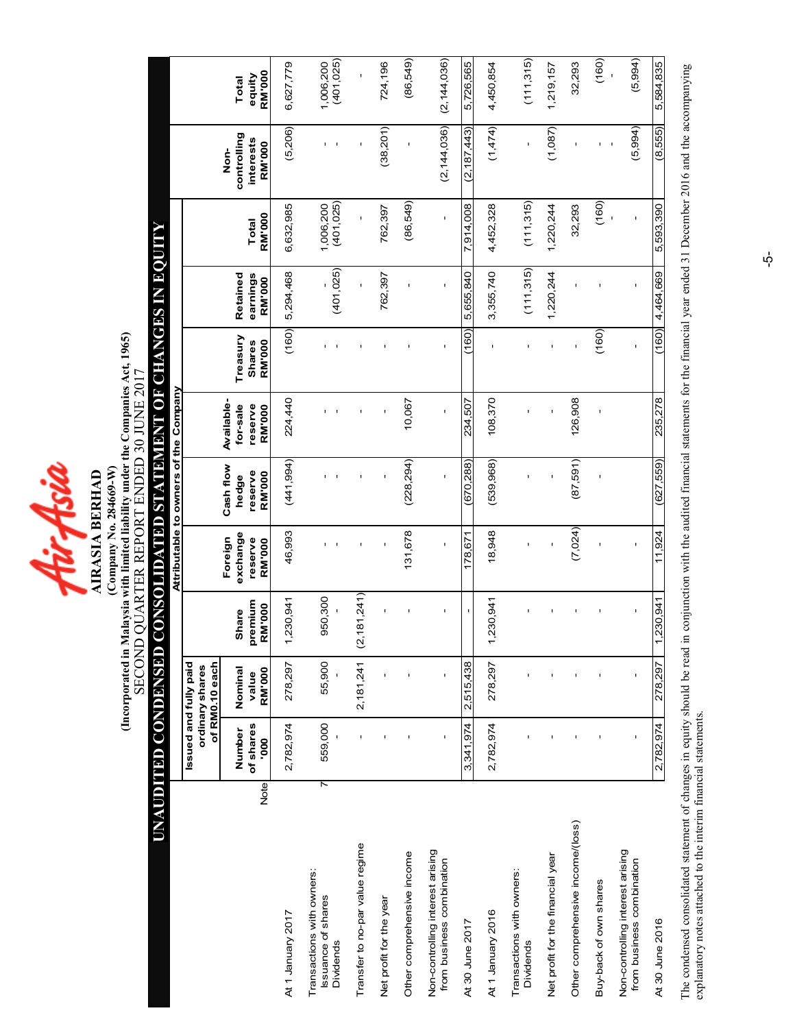# AIRASIA BERHAD

**(Company No. 284669-W)**

**(Incorporated in Malaysia with limited liability under the Companies Act, 1965)**

SECOND QUARTER REPORT ENDED 30 JUNE 2017

## UNAUDITED CONDENSED CONSOLIDATED STATEMENT OF CHANGES IN EQUITY

| | Note | Issued and fully paid ordinary shares of RM0.10 each | | | | | | | | | | | |
|---|---|---|---|---|---|---|---|---|---|---|---|---|---|
| | | Attributable to owners of the Company | | | | | | | | | | | |
| | | Number of shares '000 | Nominal value RM'000 | Share premium RM'000 | Foreign exchange reserve RM'000 | Cash flow hedge reserve RM'000 | Available-for-sale reserve RM'000 | Treasury Shares RM'000 | Retained earnings RM'000 | Total RM'000 | Non-controlling interests RM'000 | Total equity RM'000 |
| At 1 January 2017 | | 2,782,974 | 278,297 | 1,230,941 | 46,993 | (441,994) | 224,440 | (160) | 5,294,468 | 6,632,985 | (5,206) | 6,627,779 |
| Transactions with owners: | | | | | | | | | | | | |
| Issuance of shares | 7 | 559,000 | 55,900 | 950,300 | - | - | - | - | - | 1,006,200 | - | 1,006,200 |
| Dividends | | - | - | - | - | - | - | - | (401,025) | (401,025) | - | (401,025) |
| Transfer to no-par value regime | | - | 2,181,241 | (2,181,241) | - | - | - | - | - | - | - | - |
| Net profit for the year | | - | - | - | - | - | - | - | 762,397 | 762,397 | (38,201) | 724,196 |
| Other comprehensive income | | - | - | - | 131,678 | (228,294) | 10,067 | - | - | (86,549) | - | (86,549) |
| Non-controlling interest arising from business combination | | - | - | - | - | - | - | - | - | - | (2,144,036) | (2,144,036) |
| At 30 June 2017 | | 3,341,974 | 2,515,438 | - | 178,671 | (670,288) | 234,507 | (160) | 5,655,840 | 7,914,008 | (2,187,443) | 5,726,565 |
| At 1 January 2016 | | 2,782,974 | 278,297 | 1,230,941 | 18,948 | (539,968) | 108,370 | - | 3,355,740 | 4,452,328 | (1,474) | 4,450,854 |
| Transactions with owners: | | | | | | | | | | | | |
| Dividends | | - | - | - | - | - | - | - | (111,315) | (111,315) | - | (111,315) |
| Net profit for the financial year | | - | - | - | - | - | - | - | 1,220,244 | 1,220,244 | (1,087) | 1,219,157 |
| Other comprehensive income/(loss) | | - | - | - | (7,024) | (87,591) | 126,908 | - | - | 32,293 | - | 32,293 |
| Buy-back of own shares | | - | - | - | - | - | - | (160) | - | (160) | - | (160) |
| Non-controlling interest arising from business combination | | - | - | - | - | - | - | - | - | - | (5,994) | (5,994) |
| At 30 June 2016 | | 2,782,974 | 278,297 | 1,230,941 | 11,924 | (627,559) | 235,278 | (160) | 4,464,669 | 5,593,390 | (8,555) | 5,584,835 |

The condensed consolidated statement of changes in equity should be read in conjunction with the audited financial statements for the financial year ended 31 December 2016 and the accompanying explanatory notes attached to the interim financial statements.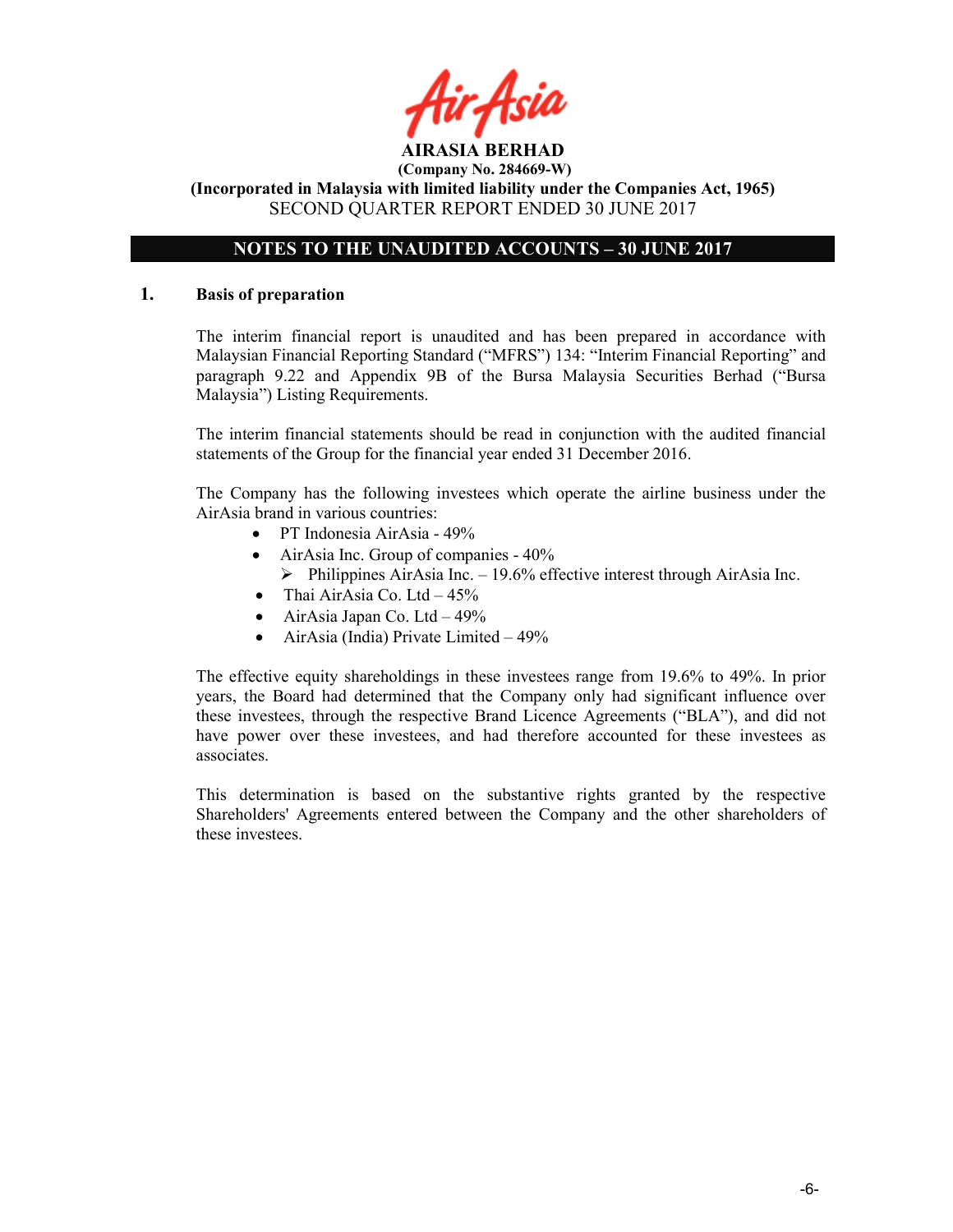**AIRASIA BERHAD**

**(Company No. 284669-W)**

**(Incorporated in Malaysia with limited liability under the Companies Act, 1965)**

SECOND QUARTER REPORT ENDED 30 JUNE 2017

## NOTES TO THE UNAUDITED ACCOUNTS – 30 JUNE 2017

### 1. Basis of preparation

The interim financial report is unaudited and has been prepared in accordance with Malaysian Financial Reporting Standard ("MFRS") 134: "Interim Financial Reporting" and paragraph 9.22 and Appendix 9B of the Bursa Malaysia Securities Berhad ("Bursa Malaysia") Listing Requirements.

The interim financial statements should be read in conjunction with the audited financial statements of the Group for the financial year ended 31 December 2016.

The Company has the following investees which operate the airline business under the AirAsia brand in various countries:

- PT Indonesia AirAsia - 49%
- AirAsia Inc. Group of companies - 40%
  - Philippines AirAsia Inc. – 19.6% effective interest through AirAsia Inc.
- Thai AirAsia Co. Ltd – 45%
- AirAsia Japan Co. Ltd – 49%
- AirAsia (India) Private Limited – 49%

The effective equity shareholdings in these investees range from 19.6% to 49%. In prior years, the Board had determined that the Company only had significant influence over these investees, through the respective Brand Licence Agreements ("BLA"), and did not have power over these investees, and had therefore accounted for these investees as associates.

This determination is based on the substantive rights granted by the respective Shareholders' Agreements entered between the Company and the other shareholders of these investees.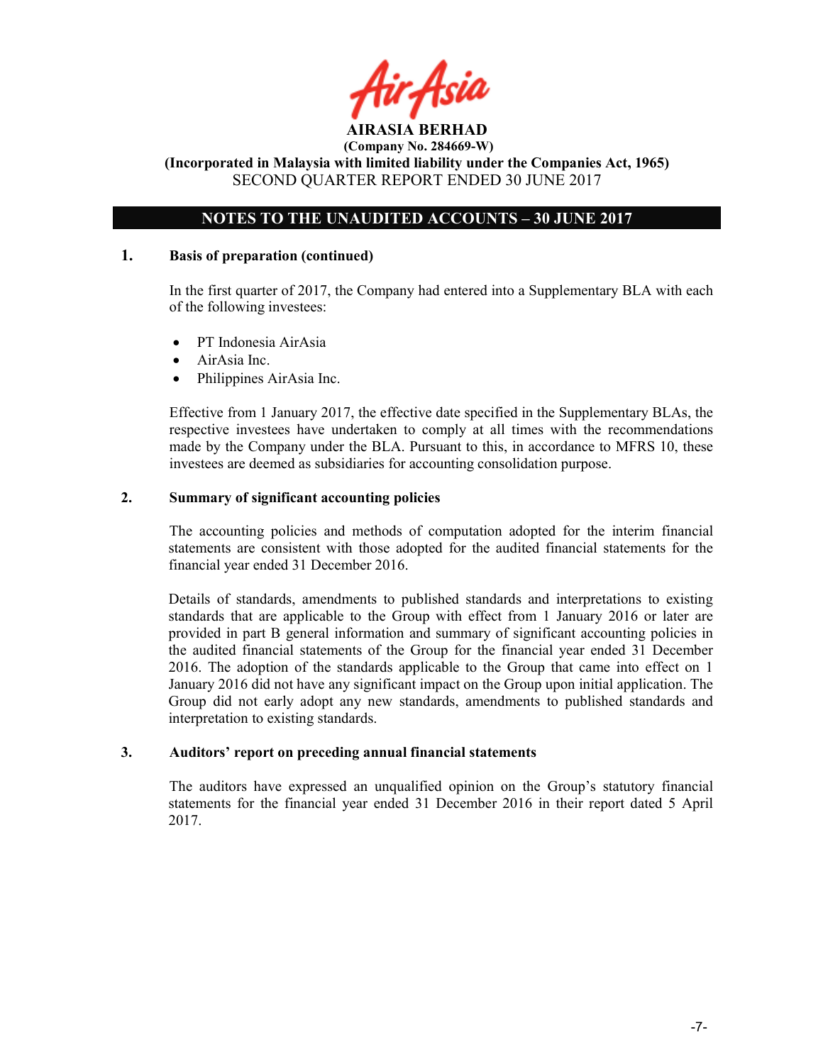**AIRASIA BERHAD**
**(Company No. 284669-W)**
**(Incorporated in Malaysia with limited liability under the Companies Act, 1965)**
SECOND QUARTER REPORT ENDED 30 JUNE 2017

## NOTES TO THE UNAUDITED ACCOUNTS – 30 JUNE 2017

### 1. Basis of preparation (continued)

In the first quarter of 2017, the Company had entered into a Supplementary BLA with each of the following investees:

- PT Indonesia AirAsia
- AirAsia Inc.
- Philippines AirAsia Inc.

Effective from 1 January 2017, the effective date specified in the Supplementary BLAs, the respective investees have undertaken to comply at all times with the recommendations made by the Company under the BLA. Pursuant to this, in accordance to MFRS 10, these investees are deemed as subsidiaries for accounting consolidation purpose.

### 2. Summary of significant accounting policies

The accounting policies and methods of computation adopted for the interim financial statements are consistent with those adopted for the audited financial statements for the financial year ended 31 December 2016.

Details of standards, amendments to published standards and interpretations to existing standards that are applicable to the Group with effect from 1 January 2016 or later are provided in part B general information and summary of significant accounting policies in the audited financial statements of the Group for the financial year ended 31 December 2016. The adoption of the standards applicable to the Group that came into effect on 1 January 2016 did not have any significant impact on the Group upon initial application. The Group did not early adopt any new standards, amendments to published standards and interpretation to existing standards.

### 3. Auditors' report on preceding annual financial statements

The auditors have expressed an unqualified opinion on the Group's statutory financial statements for the financial year ended 31 December 2016 in their report dated 5 April 2017.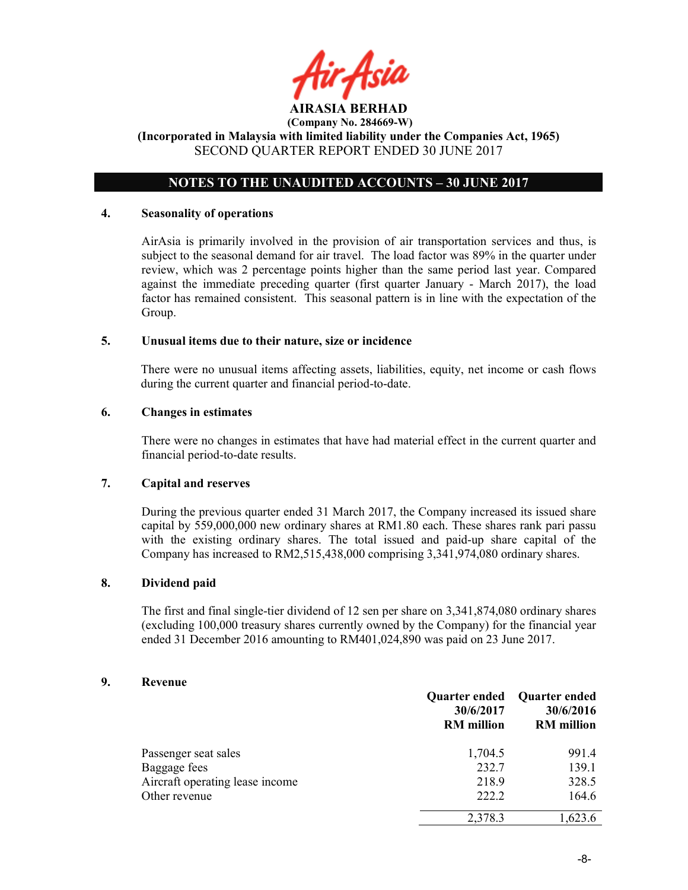**AIRASIA BERHAD**
**(Company No. 284669-W)**
**(Incorporated in Malaysia with limited liability under the Companies Act, 1965)**
SECOND QUARTER REPORT ENDED 30 JUNE 2017

## NOTES TO THE UNAUDITED ACCOUNTS – 30 JUNE 2017

### 4. Seasonality of operations

AirAsia is primarily involved in the provision of air transportation services and thus, is subject to the seasonal demand for air travel. The load factor was 89% in the quarter under review, which was 2 percentage points higher than the same period last year. Compared against the immediate preceding quarter (first quarter January - March 2017), the load factor has remained consistent. This seasonal pattern is in line with the expectation of the Group.

### 5. Unusual items due to their nature, size or incidence

There were no unusual items affecting assets, liabilities, equity, net income or cash flows during the current quarter and financial period-to-date.

### 6. Changes in estimates

There were no changes in estimates that have had material effect in the current quarter and financial period-to-date results.

### 7. Capital and reserves

During the previous quarter ended 31 March 2017, the Company increased its issued share capital by 559,000,000 new ordinary shares at RM1.80 each. These shares rank pari passu with the existing ordinary shares. The total issued and paid-up share capital of the Company has increased to RM2,515,438,000 comprising 3,341,974,080 ordinary shares.

### 8. Dividend paid

The first and final single-tier dividend of 12 sen per share on 3,341,874,080 ordinary shares (excluding 100,000 treasury shares currently owned by the Company) for the financial year ended 31 December 2016 amounting to RM401,024,890 was paid on 23 June 2017.

### 9. Revenue

| | Quarter ended 30/6/2017 RM million | Quarter ended 30/6/2016 RM million |
|---|---|---|
| Passenger seat sales | 1,704.5 | 991.4 |
| Baggage fees | 232.7 | 139.1 |
| Aircraft operating lease income | 218.9 | 328.5 |
| Other revenue | 222.2 | 164.6 |
| | 2,378.3 | 1,623.6 |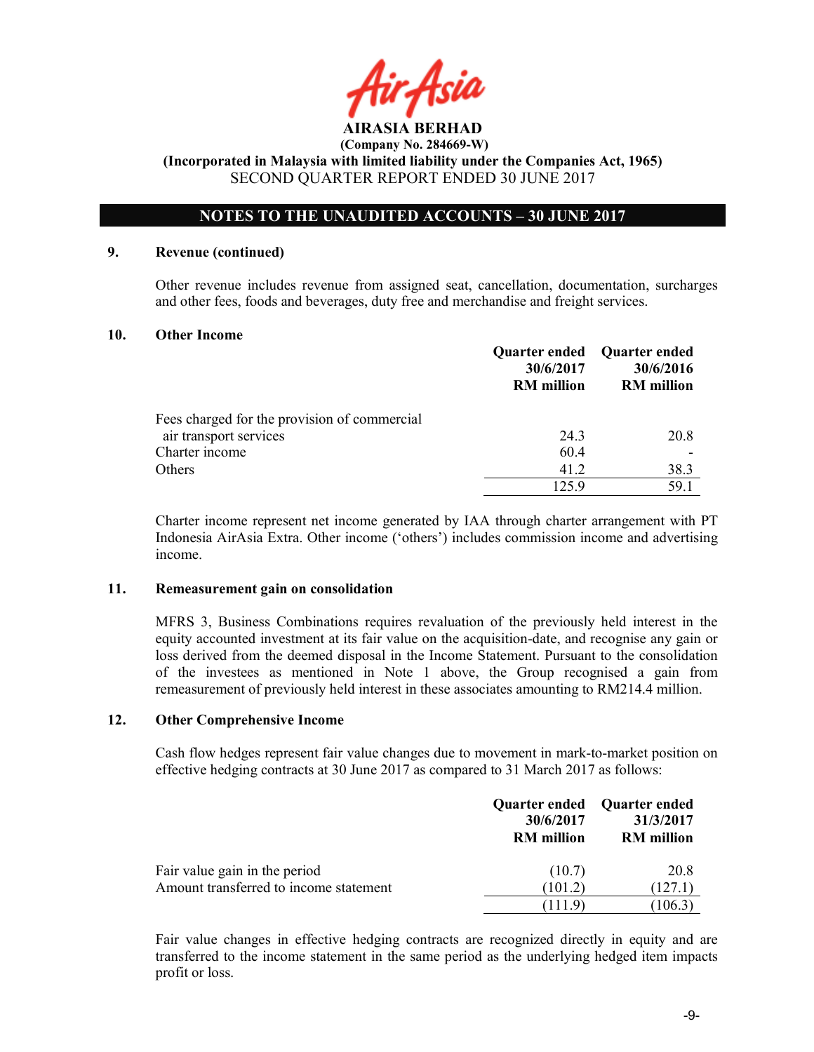# AIRASIA BERHAD

**(Company No. 284669-W)**

**(Incorporated in Malaysia with limited liability under the Companies Act, 1965)**

SECOND QUARTER REPORT ENDED 30 JUNE 2017

## NOTES TO THE UNAUDITED ACCOUNTS – 30 JUNE 2017

### 9. Revenue (continued)

Other revenue includes revenue from assigned seat, cancellation, documentation, surcharges and other fees, foods and beverages, duty free and merchandise and freight services.

### 10. Other Income

| | Quarter ended 30/6/2017 RM million | Quarter ended 30/6/2016 RM million |
|---|---|---|
| Fees charged for the provision of commercial air transport services | 24.3 | 20.8 |
| Charter income | 60.4 | - |
| Others | 41.2 | 38.3 |
| | 125.9 | 59.1 |

Charter income represent net income generated by IAA through charter arrangement with PT Indonesia AirAsia Extra. Other income ('others') includes commission income and advertising income.

### 11. Remeasurement gain on consolidation

MFRS 3, Business Combinations requires revaluation of the previously held interest in the equity accounted investment at its fair value on the acquisition-date, and recognise any gain or loss derived from the deemed disposal in the Income Statement. Pursuant to the consolidation of the investees as mentioned in Note 1 above, the Group recognised a gain from remeasurement of previously held interest in these associates amounting to RM214.4 million.

### 12. Other Comprehensive Income

Cash flow hedges represent fair value changes due to movement in mark-to-market position on effective hedging contracts at 30 June 2017 as compared to 31 March 2017 as follows:

| | Quarter ended 30/6/2017 RM million | Quarter ended 31/3/2017 RM million |
|---|---|---|
| Fair value gain in the period | (10.7) | 20.8 |
| Amount transferred to income statement | (101.2) | (127.1) |
| | (111.9) | (106.3) |

Fair value changes in effective hedging contracts are recognized directly in equity and are transferred to the income statement in the same period as the underlying hedged item impacts profit or loss.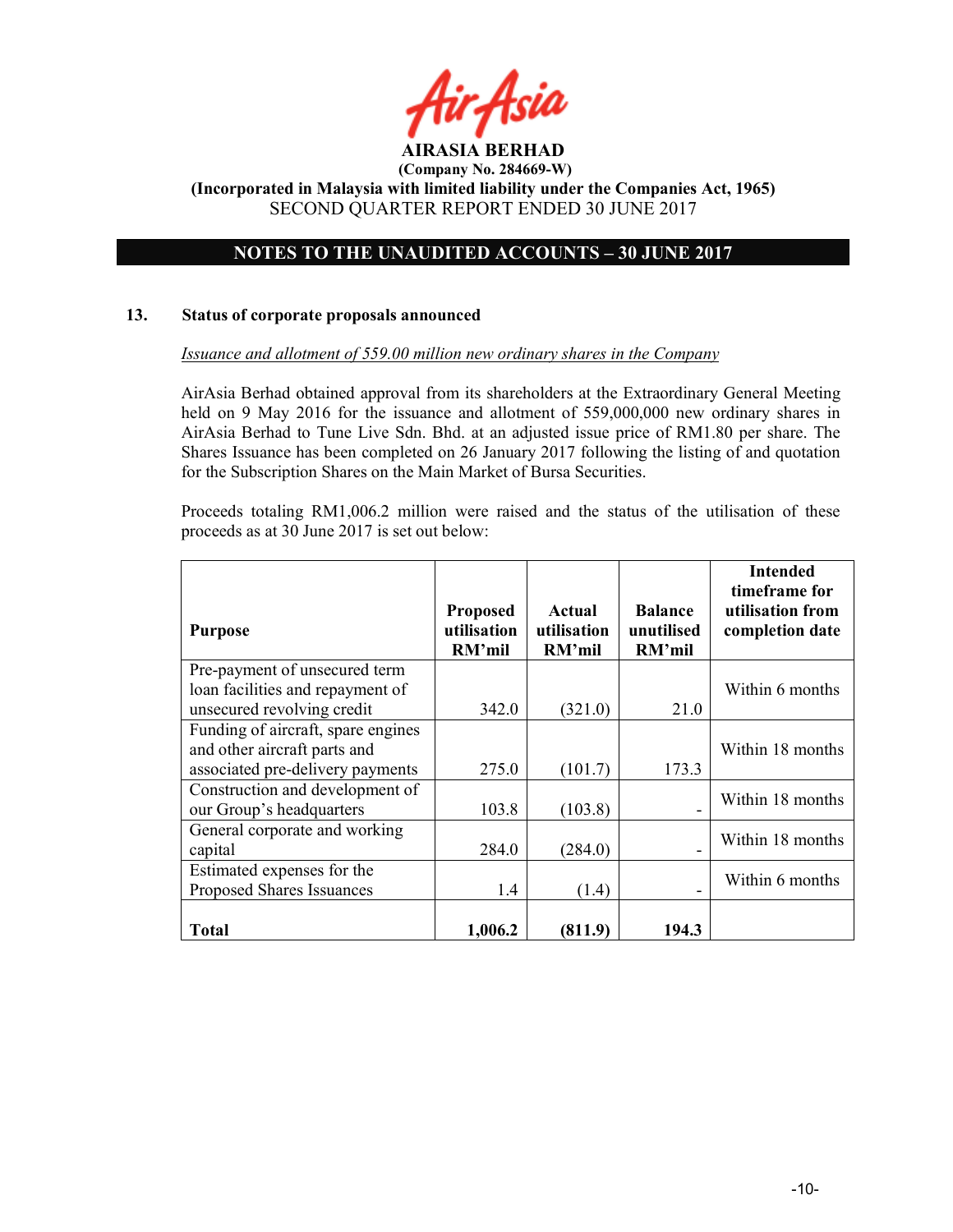**AIRASIA BERHAD**

**(Company No. 284669-W)**

**(Incorporated in Malaysia with limited liability under the Companies Act, 1965)**

SECOND QUARTER REPORT ENDED 30 JUNE 2017

## NOTES TO THE UNAUDITED ACCOUNTS – 30 JUNE 2017

### 13. Status of corporate proposals announced

*Issuance and allotment of 559.00 million new ordinary shares in the Company*

AirAsia Berhad obtained approval from its shareholders at the Extraordinary General Meeting held on 9 May 2016 for the issuance and allotment of 559,000,000 new ordinary shares in AirAsia Berhad to Tune Live Sdn. Bhd. at an adjusted issue price of RM1.80 per share. The Shares Issuance has been completed on 26 January 2017 following the listing of and quotation for the Subscription Shares on the Main Market of Bursa Securities.

Proceeds totaling RM1,006.2 million were raised and the status of the utilisation of these proceeds as at 30 June 2017 is set out below:

| Purpose | Proposed utilisation RM'mil | Actual utilisation RM'mil | Balance unutilised RM'mil | Intended timeframe for utilisation from completion date |
|---|---|---|---|---|
| Pre-payment of unsecured term loan facilities and repayment of unsecured revolving credit | 342.0 | (321.0) | 21.0 | Within 6 months |
| Funding of aircraft, spare engines and other aircraft parts and associated pre-delivery payments | 275.0 | (101.7) | 173.3 | Within 18 months |
| Construction and development of our Group's headquarters | 103.8 | (103.8) | - | Within 18 months |
| General corporate and working capital | 284.0 | (284.0) | - | Within 18 months |
| Estimated expenses for the Proposed Shares Issuances | 1.4 | (1.4) | - | Within 6 months |
| **Total** | **1,006.2** | **(811.9)** | **194.3** | |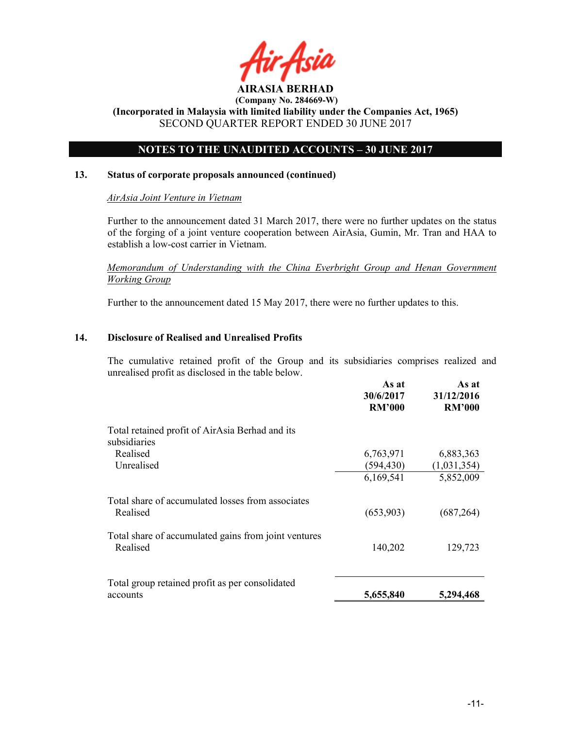# AIRASIA BERHAD

**(Company No. 284669-W)**

**(Incorporated in Malaysia with limited liability under the Companies Act, 1965)**

SECOND QUARTER REPORT ENDED 30 JUNE 2017

## NOTES TO THE UNAUDITED ACCOUNTS – 30 JUNE 2017

### 13. Status of corporate proposals announced (continued)

*AirAsia Joint Venture in Vietnam*

Further to the announcement dated 31 March 2017, there were no further updates on the status of the forging of a joint venture cooperation between AirAsia, Gumin, Mr. Tran and HAA to establish a low-cost carrier in Vietnam.

*Memorandum of Understanding with the China Everbright Group and Henan Government Working Group*

Further to the announcement dated 15 May 2017, there were no further updates to this.

### 14. Disclosure of Realised and Unrealised Profits

The cumulative retained profit of the Group and its subsidiaries comprises realized and unrealised profit as disclosed in the table below.

| | As at 30/6/2017 RM'000 | As at 31/12/2016 RM'000 |
|---|---|---|
| Total retained profit of AirAsia Berhad and its subsidiaries | | |
| Realised | 6,763,971 | 6,883,363 |
| Unrealised | (594,430) | (1,031,354) |
| | 6,169,541 | 5,852,009 |
| Total share of accumulated losses from associates | | |
| Realised | (653,903) | (687,264) |
| Total share of accumulated gains from joint ventures | | |
| Realised | 140,202 | 129,723 |
| Total group retained profit as per consolidated accounts | **5,655,840** | **5,294,468** |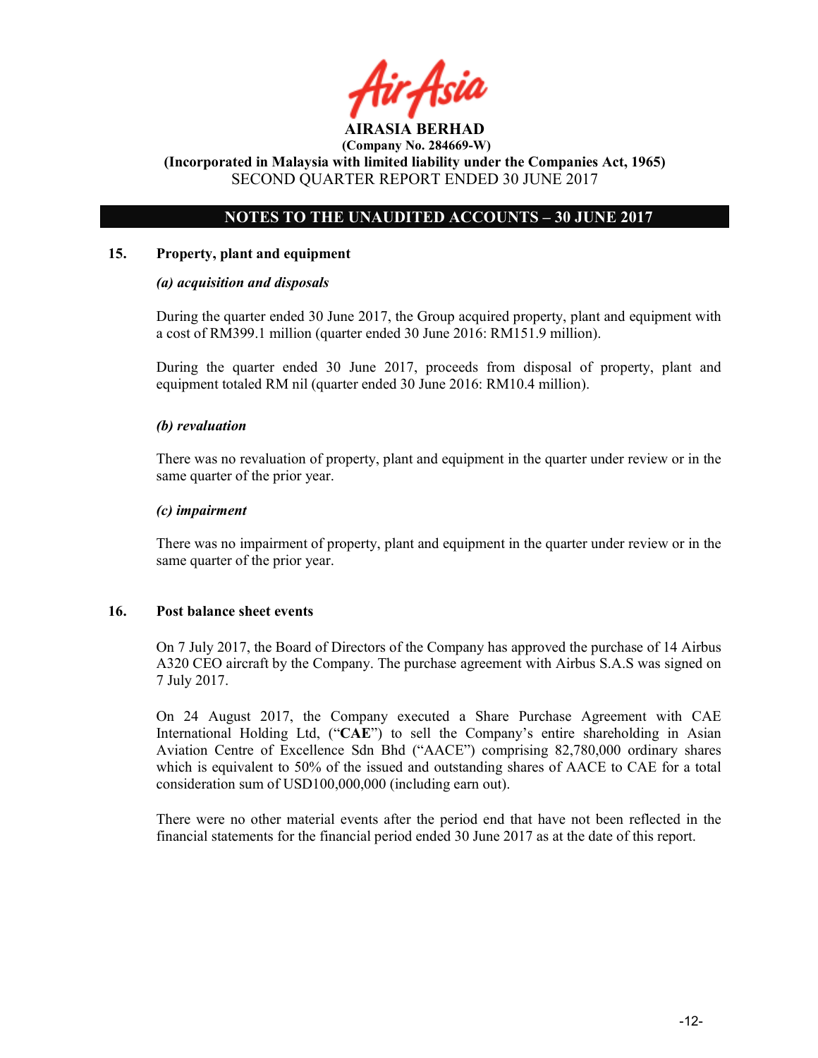# NOTES TO THE UNAUDITED ACCOUNTS – 30 JUNE 2017

## 15. Property, plant and equipment

***(a) acquisition and disposals***

During the quarter ended 30 June 2017, the Group acquired property, plant and equipment with a cost of RM399.1 million (quarter ended 30 June 2016: RM151.9 million).

During the quarter ended 30 June 2017, proceeds from disposal of property, plant and equipment totaled RM nil (quarter ended 30 June 2016: RM10.4 million).

***(b) revaluation***

There was no revaluation of property, plant and equipment in the quarter under review or in the same quarter of the prior year.

***(c) impairment***

There was no impairment of property, plant and equipment in the quarter under review or in the same quarter of the prior year.

## 16. Post balance sheet events

On 7 July 2017, the Board of Directors of the Company has approved the purchase of 14 Airbus A320 CEO aircraft by the Company. The purchase agreement with Airbus S.A.S was signed on 7 July 2017.

On 24 August 2017, the Company executed a Share Purchase Agreement with CAE International Holding Ltd, ("**CAE**") to sell the Company's entire shareholding in Asian Aviation Centre of Excellence Sdn Bhd ("AACE") comprising 82,780,000 ordinary shares which is equivalent to 50% of the issued and outstanding shares of AACE to CAE for a total consideration sum of USD100,000,000 (including earn out).

There were no other material events after the period end that have not been reflected in the financial statements for the financial period ended 30 June 2017 as at the date of this report.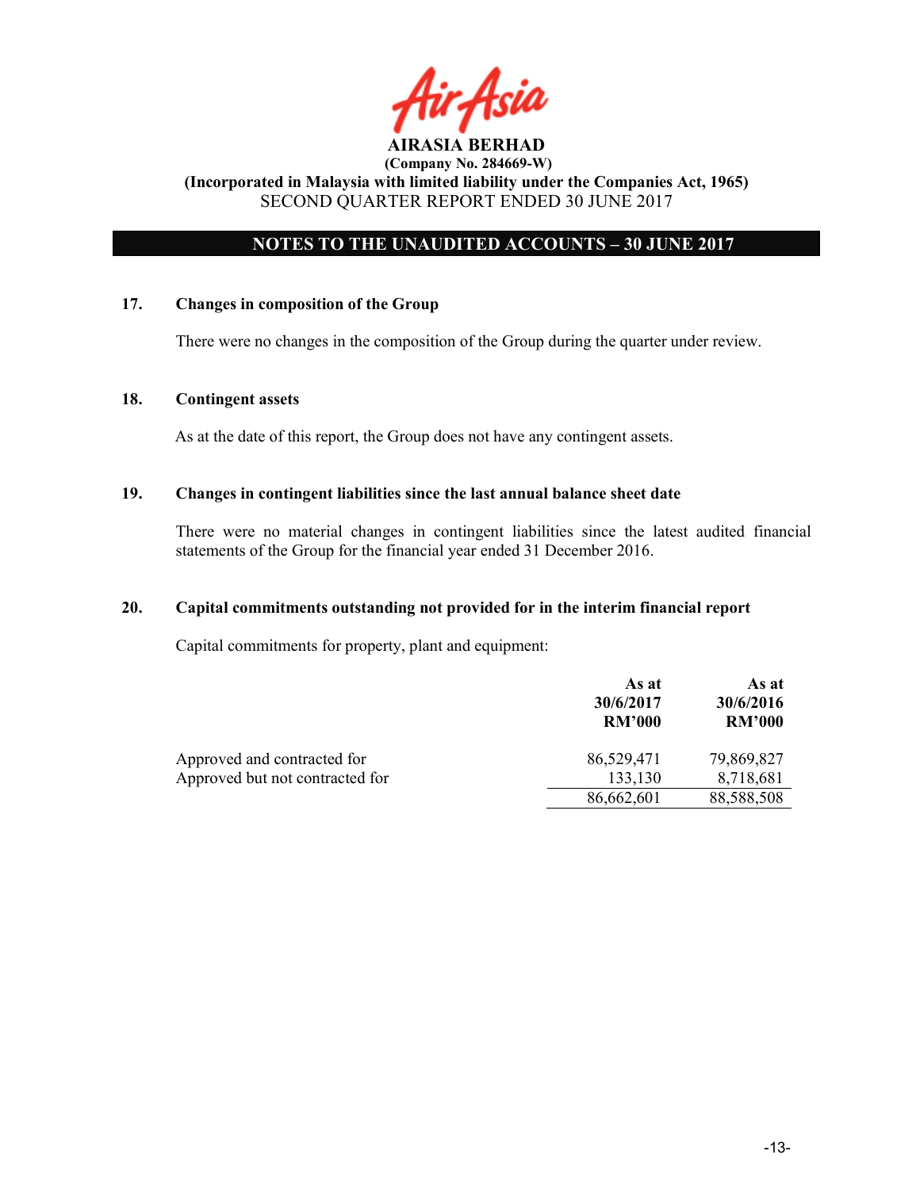# AIRASIA BERHAD

**(Company No. 284669-W)**

**(Incorporated in Malaysia with limited liability under the Companies Act, 1965)**

SECOND QUARTER REPORT ENDED 30 JUNE 2017

## NOTES TO THE UNAUDITED ACCOUNTS – 30 JUNE 2017

### 17. Changes in composition of the Group

There were no changes in the composition of the Group during the quarter under review.

### 18. Contingent assets

As at the date of this report, the Group does not have any contingent assets.

### 19. Changes in contingent liabilities since the last annual balance sheet date

There were no material changes in contingent liabilities since the latest audited financial statements of the Group for the financial year ended 31 December 2016.

### 20. Capital commitments outstanding not provided for in the interim financial report

Capital commitments for property, plant and equipment:

| | As at 30/6/2017 RM'000 | As at 30/6/2016 RM'000 |
|---|---:|---:|
| Approved and contracted for | 86,529,471 | 79,869,827 |
| Approved but not contracted for | 133,130 | 8,718,681 |
| | 86,662,601 | 88,588,508 |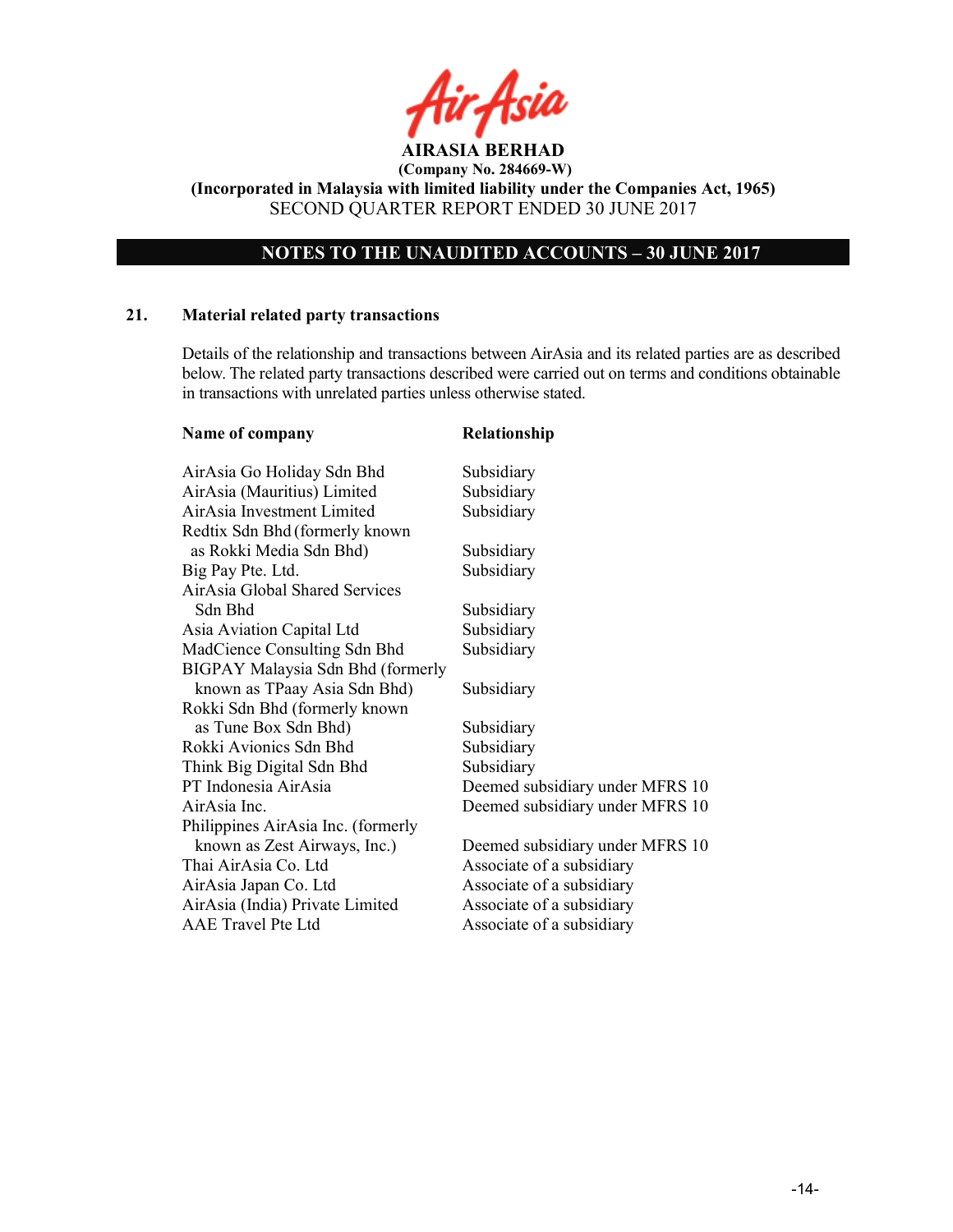**AIRASIA BERHAD**
**(Company No. 284669-W)**
**(Incorporated in Malaysia with limited liability under the Companies Act, 1965)**
SECOND QUARTER REPORT ENDED 30 JUNE 2017

**NOTES TO THE UNAUDITED ACCOUNTS – 30 JUNE 2017**

## 21. Material related party transactions

Details of the relationship and transactions between AirAsia and its related parties are as described below. The related party transactions described were carried out on terms and conditions obtainable in transactions with unrelated parties unless otherwise stated.

| Name of company | Relationship |
|---|---|
| AirAsia Go Holiday Sdn Bhd | Subsidiary |
| AirAsia (Mauritius) Limited | Subsidiary |
| AirAsia Investment Limited | Subsidiary |
| Redtix Sdn Bhd (formerly known as Rokki Media Sdn Bhd) | Subsidiary |
| Big Pay Pte. Ltd. | Subsidiary |
| AirAsia Global Shared Services Sdn Bhd | Subsidiary |
| Asia Aviation Capital Ltd | Subsidiary |
| MadCience Consulting Sdn Bhd | Subsidiary |
| BIGPAY Malaysia Sdn Bhd (formerly known as TPaay Asia Sdn Bhd) | Subsidiary |
| Rokki Sdn Bhd (formerly known as Tune Box Sdn Bhd) | Subsidiary |
| Rokki Avionics Sdn Bhd | Subsidiary |
| Think Big Digital Sdn Bhd | Subsidiary |
| PT Indonesia AirAsia | Deemed subsidiary under MFRS 10 |
| AirAsia Inc. | Deemed subsidiary under MFRS 10 |
| Philippines AirAsia Inc. (formerly known as Zest Airways, Inc.) | Deemed subsidiary under MFRS 10 |
| Thai AirAsia Co. Ltd | Associate of a subsidiary |
| AirAsia Japan Co. Ltd | Associate of a subsidiary |
| AirAsia (India) Private Limited | Associate of a subsidiary |
| AAE Travel Pte Ltd | Associate of a subsidiary |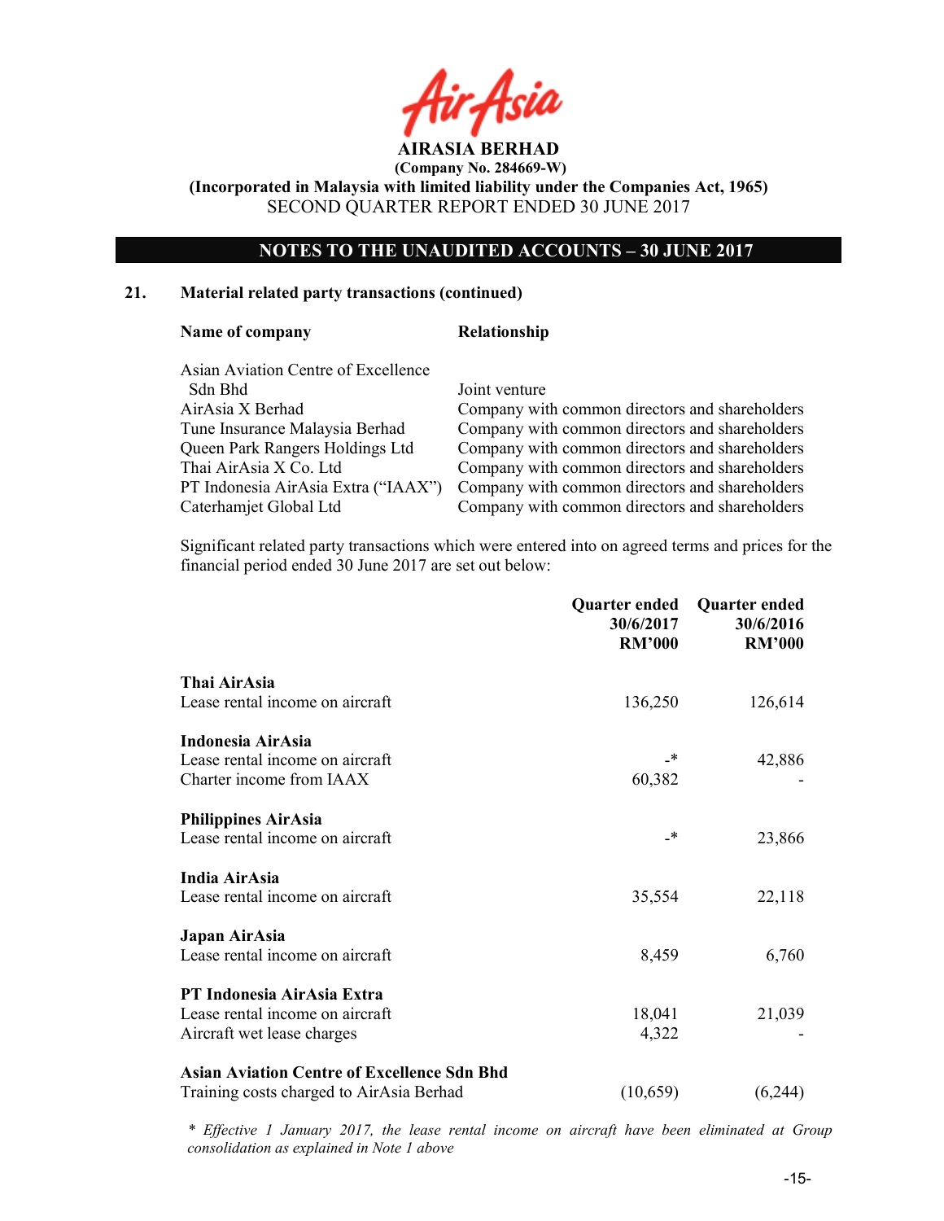## 21. Material related party transactions (continued)

| Name of company | Relationship |
|---|---|
| Asian Aviation Centre of Excellence Sdn Bhd | Joint venture |
| AirAsia X Berhad | Company with common directors and shareholders |
| Tune Insurance Malaysia Berhad | Company with common directors and shareholders |
| Queen Park Rangers Holdings Ltd | Company with common directors and shareholders |
| Thai AirAsia X Co. Ltd | Company with common directors and shareholders |
| PT Indonesia AirAsia Extra ("IAAX") | Company with common directors and shareholders |
| Caterhamjet Global Ltd | Company with common directors and shareholders |

Significant related party transactions which were entered into on agreed terms and prices for the financial period ended 30 June 2017 are set out below:

| | Quarter ended 30/6/2017 RM'000 | Quarter ended 30/6/2016 RM'000 |
|---|---|---|
| **Thai AirAsia** | | |
| Lease rental income on aircraft | 136,250 | 126,614 |
| **Indonesia AirAsia** | | |
| Lease rental income on aircraft | -* | 42,886 |
| Charter income from IAAX | 60,382 | - |
| **Philippines AirAsia** | | |
| Lease rental income on aircraft | -* | 23,866 |
| **India AirAsia** | | |
| Lease rental income on aircraft | 35,554 | 22,118 |
| **Japan AirAsia** | | |
| Lease rental income on aircraft | 8,459 | 6,760 |
| **PT Indonesia AirAsia Extra** | | |
| Lease rental income on aircraft | 18,041 | 21,039 |
| Aircraft wet lease charges | 4,322 | - |
| **Asian Aviation Centre of Excellence Sdn Bhd** | | |
| Training costs charged to AirAsia Berhad | (10,659) | (6,244) |

*\* Effective 1 January 2017, the lease rental income on aircraft have been eliminated at Group consolidation as explained in Note 1 above*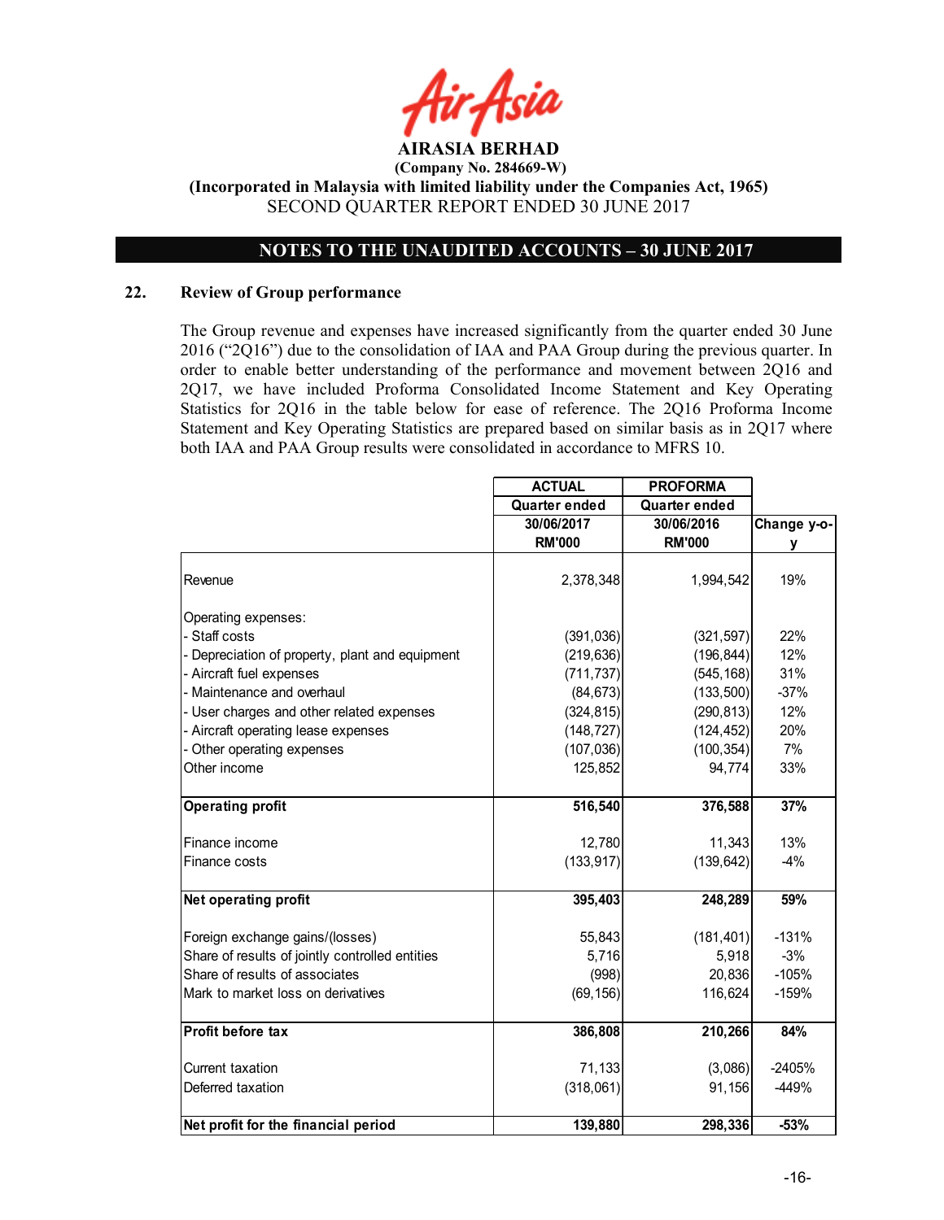**AIRASIA BERHAD**
**(Company No. 284669-W)**
**(Incorporated in Malaysia with limited liability under the Companies Act, 1965)**
SECOND QUARTER REPORT ENDED 30 JUNE 2017

**NOTES TO THE UNAUDITED ACCOUNTS – 30 JUNE 2017**

## 22. Review of Group performance

The Group revenue and expenses have increased significantly from the quarter ended 30 June 2016 ("2Q16") due to the consolidation of IAA and PAA Group during the previous quarter. In order to enable better understanding of the performance and movement between 2Q16 and 2Q17, we have included Proforma Consolidated Income Statement and Key Operating Statistics for 2Q16 in the table below for ease of reference. The 2Q16 Proforma Income Statement and Key Operating Statistics are prepared based on similar basis as in 2Q17 where both IAA and PAA Group results were consolidated in accordance to MFRS 10.

| | ACTUAL | PROFORMA | |
|---|---|---|---|
| | Quarter ended | Quarter ended | |
| | 30/06/2017 | 30/06/2016 | Change y-o-y |
| | RM'000 | RM'000 | |
| Revenue | 2,378,348 | 1,994,542 | 19% |
| Operating expenses: | | | |
| - Staff costs | (391,036) | (321,597) | 22% |
| - Depreciation of property, plant and equipment | (219,636) | (196,844) | 12% |
| - Aircraft fuel expenses | (711,737) | (545,168) | 31% |
| - Maintenance and overhaul | (84,673) | (133,500) | -37% |
| - User charges and other related expenses | (324,815) | (290,813) | 12% |
| - Aircraft operating lease expenses | (148,727) | (124,452) | 20% |
| - Other operating expenses | (107,036) | (100,354) | 7% |
| Other income | 125,852 | 94,774 | 33% |
| **Operating profit** | **516,540** | **376,588** | **37%** |
| Finance income | 12,780 | 11,343 | 13% |
| Finance costs | (133,917) | (139,642) | -4% |
| **Net operating profit** | **395,403** | **248,289** | **59%** |
| Foreign exchange gains/(losses) | 55,843 | (181,401) | -131% |
| Share of results of jointly controlled entities | 5,716 | 5,918 | -3% |
| Share of results of associates | (998) | 20,836 | -105% |
| Mark to market loss on derivatives | (69,156) | 116,624 | -159% |
| **Profit before tax** | **386,808** | **210,266** | **84%** |
| Current taxation | 71,133 | (3,086) | -2405% |
| Deferred taxation | (318,061) | 91,156 | -449% |
| **Net profit for the financial period** | **139,880** | **298,336** | **-53%** |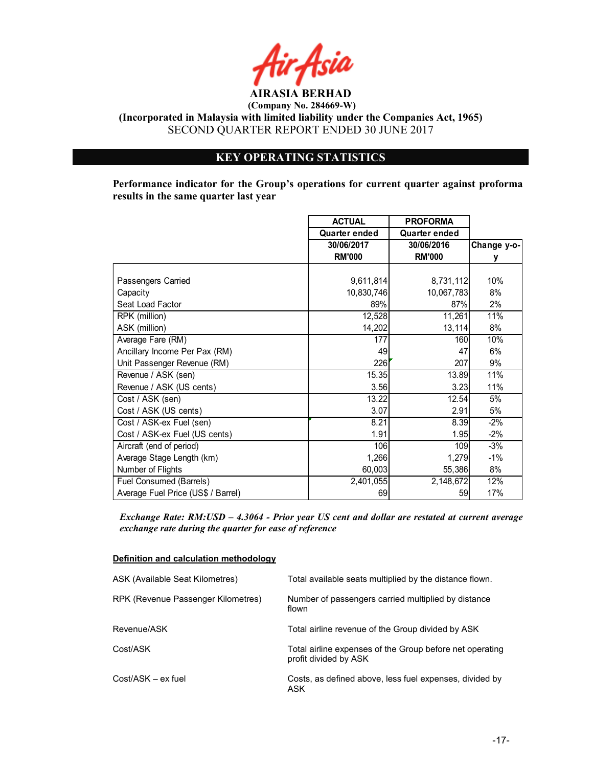**AIRASIA BERHAD**

**(Company No. 284669-W)**

**(Incorporated in Malaysia with limited liability under the Companies Act, 1965)**

SECOND QUARTER REPORT ENDED 30 JUNE 2017

## KEY OPERATING STATISTICS

**Performance indicator for the Group's operations for current quarter against proforma results in the same quarter last year**

| | ACTUAL | PROFORMA | |
|---|---|---|---|
| | Quarter ended | Quarter ended | |
| | 30/06/2017 RM'000 | 30/06/2016 RM'000 | Change y-o-y |
| Passengers Carried | 9,611,814 | 8,731,112 | 10% |
| Capacity | 10,830,746 | 10,067,783 | 8% |
| Seat Load Factor | 89% | 87% | 2% |
| RPK (million) | 12,528 | 11,261 | 11% |
| ASK (million) | 14,202 | 13,114 | 8% |
| Average Fare (RM) | 177 | 160 | 10% |
| Ancillary Income Per Pax (RM) | 49 | 47 | 6% |
| Unit Passenger Revenue (RM) | 226 | 207 | 9% |
| Revenue / ASK (sen) | 15.35 | 13.89 | 11% |
| Revenue / ASK (US cents) | 3.56 | 3.23 | 11% |
| Cost / ASK (sen) | 13.22 | 12.54 | 5% |
| Cost / ASK (US cents) | 3.07 | 2.91 | 5% |
| Cost / ASK-ex Fuel (sen) | 8.21 | 8.39 | -2% |
| Cost / ASK-ex Fuel (US cents) | 1.91 | 1.95 | -2% |
| Aircraft (end of period) | 106 | 109 | -3% |
| Average Stage Length (km) | 1,266 | 1,279 | -1% |
| Number of Flights | 60,003 | 55,386 | 8% |
| Fuel Consumed (Barrels) | 2,401,055 | 2,148,672 | 12% |
| Average Fuel Price (US$ / Barrel) | 69 | 59 | 17% |

***Exchange Rate: RM:USD – 4.3064 - Prior year US cent and dollar are restated at current average exchange rate during the quarter for ease of reference***

**<u>Definition and calculation methodology</u>**

| | |
|---|---|
| ASK (Available Seat Kilometres) | Total available seats multiplied by the distance flown. |
| RPK (Revenue Passenger Kilometres) | Number of passengers carried multiplied by distance flown |
| Revenue/ASK | Total airline revenue of the Group divided by ASK |
| Cost/ASK | Total airline expenses of the Group before net operating profit divided by ASK |
| Cost/ASK – ex fuel | Costs, as defined above, less fuel expenses, divided by ASK |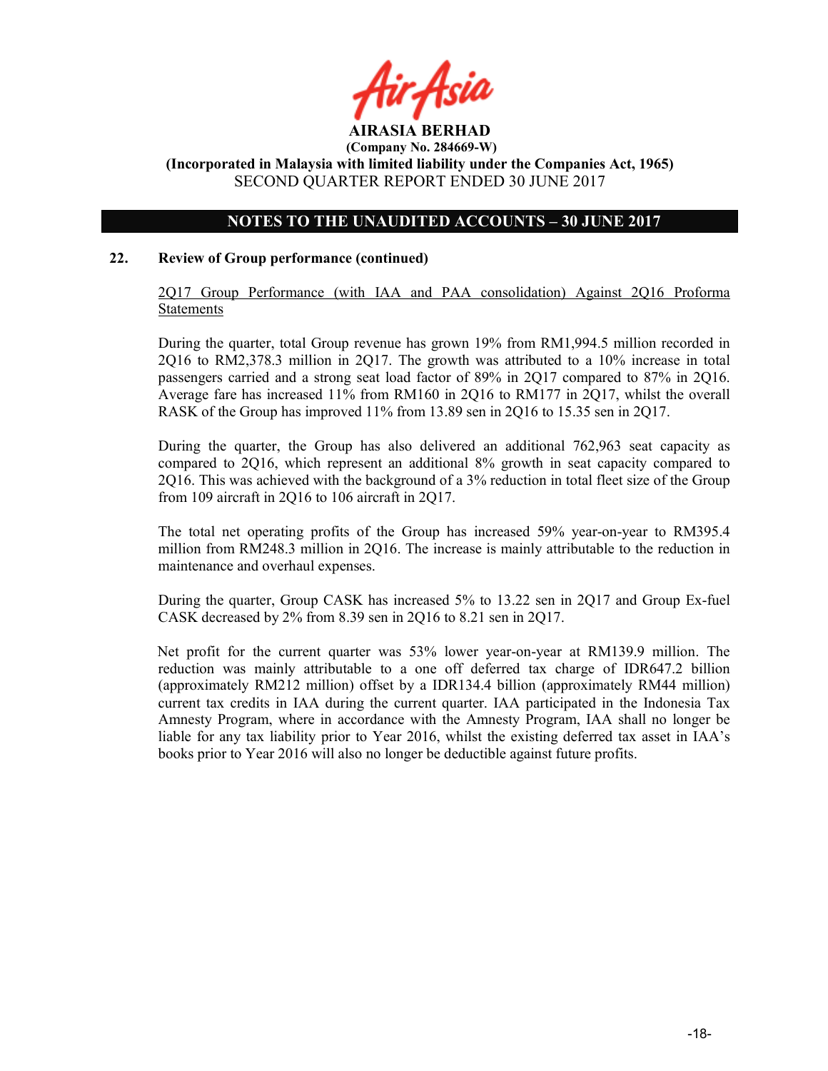**AIRASIA BERHAD**
**(Company No. 284669-W)**
**(Incorporated in Malaysia with limited liability under the Companies Act, 1965)**
SECOND QUARTER REPORT ENDED 30 JUNE 2017

**NOTES TO THE UNAUDITED ACCOUNTS – 30 JUNE 2017**

**22. Review of Group performance (continued)**

2Q17 Group Performance (with IAA and PAA consolidation) Against 2Q16 Proforma Statements

During the quarter, total Group revenue has grown 19% from RM1,994.5 million recorded in 2Q16 to RM2,378.3 million in 2Q17. The growth was attributed to a 10% increase in total passengers carried and a strong seat load factor of 89% in 2Q17 compared to 87% in 2Q16. Average fare has increased 11% from RM160 in 2Q16 to RM177 in 2Q17, whilst the overall RASK of the Group has improved 11% from 13.89 sen in 2Q16 to 15.35 sen in 2Q17.

During the quarter, the Group has also delivered an additional 762,963 seat capacity as compared to 2Q16, which represent an additional 8% growth in seat capacity compared to 2Q16. This was achieved with the background of a 3% reduction in total fleet size of the Group from 109 aircraft in 2Q16 to 106 aircraft in 2Q17.

The total net operating profits of the Group has increased 59% year-on-year to RM395.4 million from RM248.3 million in 2Q16. The increase is mainly attributable to the reduction in maintenance and overhaul expenses.

During the quarter, Group CASK has increased 5% to 13.22 sen in 2Q17 and Group Ex-fuel CASK decreased by 2% from 8.39 sen in 2Q16 to 8.21 sen in 2Q17.

Net profit for the current quarter was 53% lower year-on-year at RM139.9 million. The reduction was mainly attributable to a one off deferred tax charge of IDR647.2 billion (approximately RM212 million) offset by a IDR134.4 billion (approximately RM44 million) current tax credits in IAA during the current quarter. IAA participated in the Indonesia Tax Amnesty Program, where in accordance with the Amnesty Program, IAA shall no longer be liable for any tax liability prior to Year 2016, whilst the existing deferred tax asset in IAA's books prior to Year 2016 will also no longer be deductible against future profits.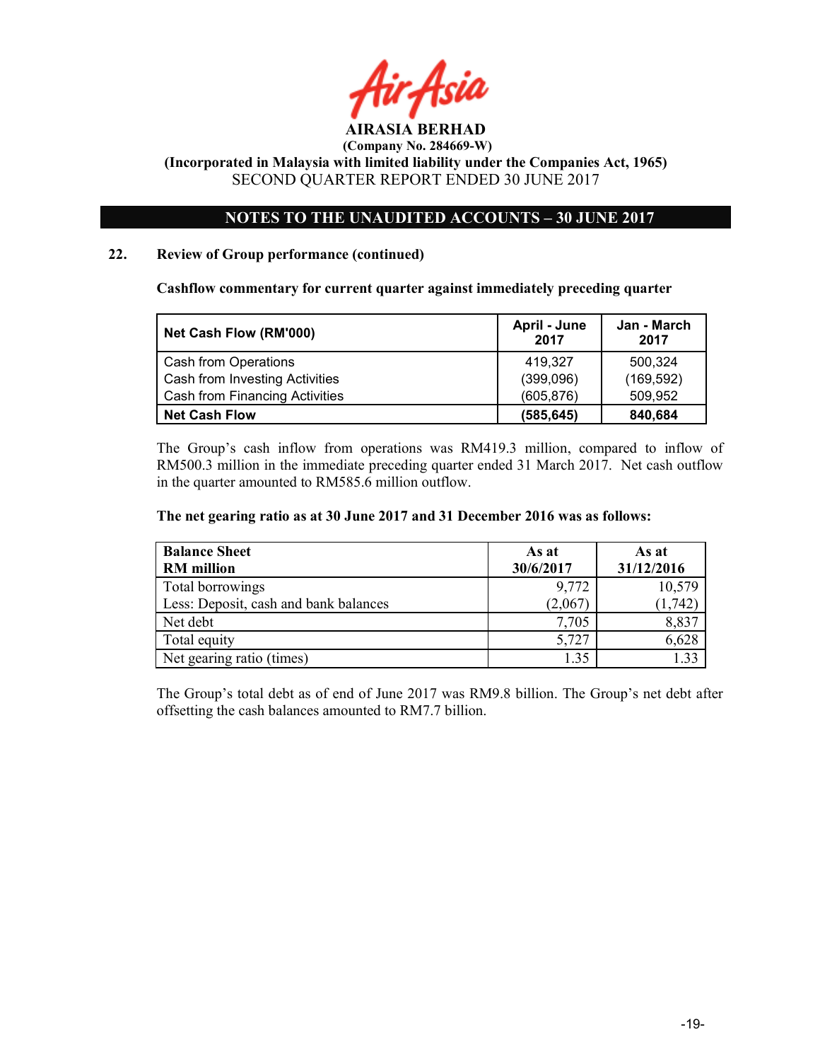**AIRASIA BERHAD**
**(Company No. 284669-W)**
**(Incorporated in Malaysia with limited liability under the Companies Act, 1965)**
SECOND QUARTER REPORT ENDED 30 JUNE 2017

## NOTES TO THE UNAUDITED ACCOUNTS – 30 JUNE 2017

### 22. Review of Group performance (continued)

**Cashflow commentary for current quarter against immediately preceding quarter**

| Net Cash Flow (RM'000) | April - June 2017 | Jan - March 2017 |
|---|---|---|
| Cash from Operations | 419,327 | 500,324 |
| Cash from Investing Activities | (399,096) | (169,592) |
| Cash from Financing Activities | (605,876) | 509,952 |
| **Net Cash Flow** | **(585,645)** | **840,684** |

The Group's cash inflow from operations was RM419.3 million, compared to inflow of RM500.3 million in the immediate preceding quarter ended 31 March 2017. Net cash outflow in the quarter amounted to RM585.6 million outflow.

**The net gearing ratio as at 30 June 2017 and 31 December 2016 was as follows:**

| Balance Sheet RM million | As at 30/6/2017 | As at 31/12/2016 |
|---|---|---|
| Total borrowings | 9,772 | 10,579 |
| Less: Deposit, cash and bank balances | (2,067) | (1,742) |
| Net debt | 7,705 | 8,837 |
| Total equity | 5,727 | 6,628 |
| Net gearing ratio (times) | 1.35 | 1.33 |

The Group's total debt as of end of June 2017 was RM9.8 billion. The Group's net debt after offsetting the cash balances amounted to RM7.7 billion.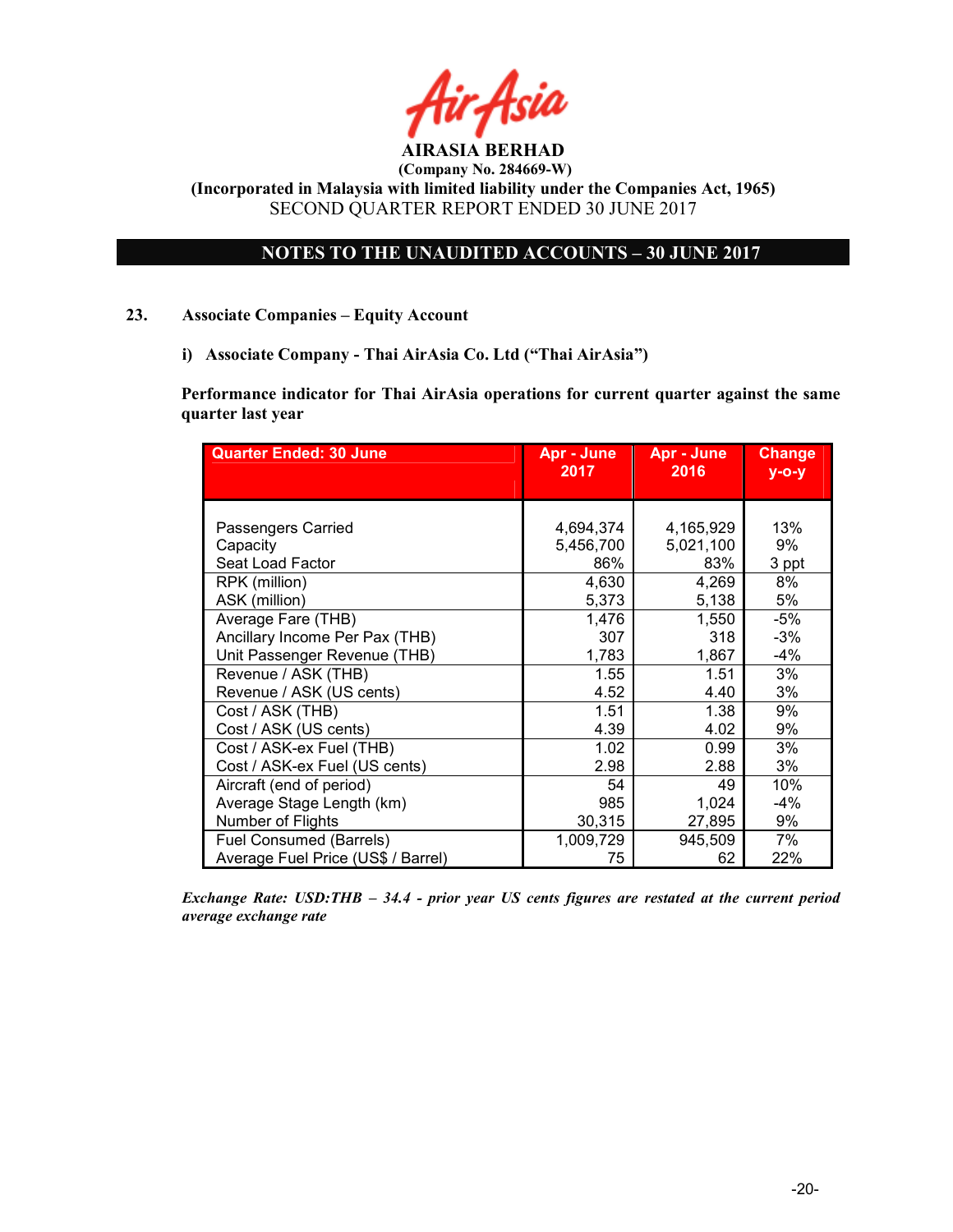# AIRASIA BERHAD

**(Company No. 284669-W)**

**(Incorporated in Malaysia with limited liability under the Companies Act, 1965)**

SECOND QUARTER REPORT ENDED 30 JUNE 2017

## NOTES TO THE UNAUDITED ACCOUNTS – 30 JUNE 2017

**23. Associate Companies – Equity Account**

**i) Associate Company - Thai AirAsia Co. Ltd ("Thai AirAsia")**

**Performance indicator for Thai AirAsia operations for current quarter against the same quarter last year**

| Quarter Ended: 30 June | Apr - June 2017 | Apr - June 2016 | Change y-o-y |
|---|---|---|---|
| Passengers Carried | 4,694,374 | 4,165,929 | 13% |
| Capacity | 5,456,700 | 5,021,100 | 9% |
| Seat Load Factor | 86% | 83% | 3 ppt |
| RPK (million) | 4,630 | 4,269 | 8% |
| ASK (million) | 5,373 | 5,138 | 5% |
| Average Fare (THB) | 1,476 | 1,550 | -5% |
| Ancillary Income Per Pax (THB) | 307 | 318 | -3% |
| Unit Passenger Revenue (THB) | 1,783 | 1,867 | -4% |
| Revenue / ASK (THB) | 1.55 | 1.51 | 3% |
| Revenue / ASK (US cents) | 4.52 | 4.40 | 3% |
| Cost / ASK (THB) | 1.51 | 1.38 | 9% |
| Cost / ASK (US cents) | 4.39 | 4.02 | 9% |
| Cost / ASK-ex Fuel (THB) | 1.02 | 0.99 | 3% |
| Cost / ASK-ex Fuel (US cents) | 2.98 | 2.88 | 3% |
| Aircraft (end of period) | 54 | 49 | 10% |
| Average Stage Length (km) | 985 | 1,024 | -4% |
| Number of Flights | 30,315 | 27,895 | 9% |
| Fuel Consumed (Barrels) | 1,009,729 | 945,509 | 7% |
| Average Fuel Price (US$ / Barrel) | 75 | 62 | 22% |

***Exchange Rate: USD:THB – 34.4 - prior year US cents figures are restated at the current period average exchange rate***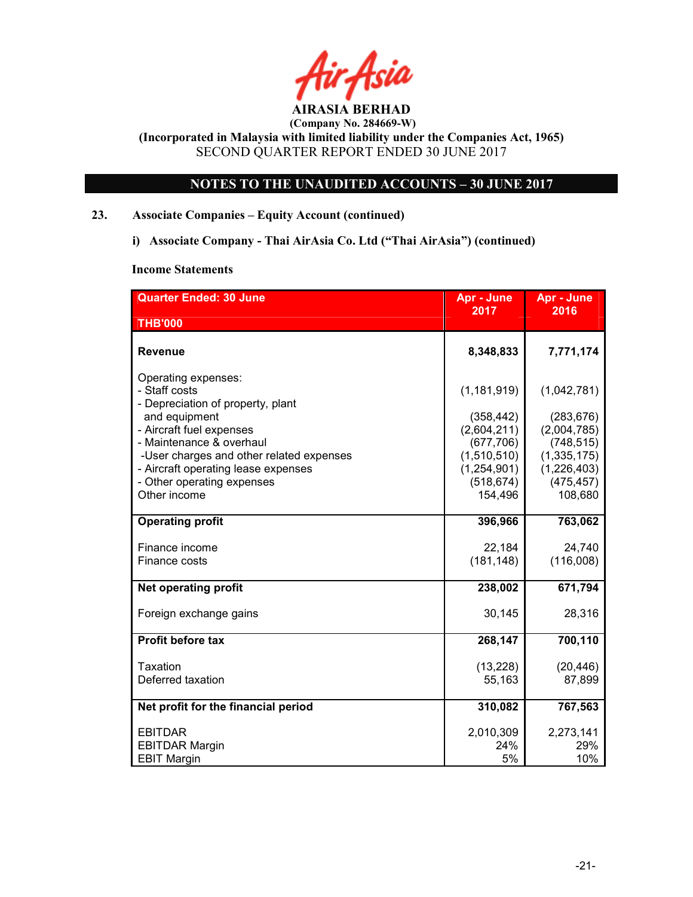AIRASIA BERHAD

(Company No. 284669-W)

(Incorporated in Malaysia with limited liability under the Companies Act, 1965)

SECOND QUARTER REPORT ENDED 30 JUNE 2017

## NOTES TO THE UNAUDITED ACCOUNTS – 30 JUNE 2017

### 23. Associate Companies – Equity Account (continued)

#### i) Associate Company - Thai AirAsia Co. Ltd ("Thai AirAsia") (continued)

**Income Statements**

| Quarter Ended: 30 June<br>THB'000 | Apr - June 2017 | Apr - June 2016 |
|---|---|---|
| **Revenue** | **8,348,833** | **7,771,174** |
| Operating expenses: | | |
| - Staff costs | (1,181,919) | (1,042,781) |
| - Depreciation of property, plant and equipment | (358,442) | (283,676) |
| - Aircraft fuel expenses | (2,604,211) | (2,004,785) |
| - Maintenance & overhaul | (677,706) | (748,515) |
| -User charges and other related expenses | (1,510,510) | (1,335,175) |
| - Aircraft operating lease expenses | (1,254,901) | (1,226,403) |
| - Other operating expenses | (518,674) | (475,457) |
| Other income | 154,496 | 108,680 |
| **Operating profit** | **396,966** | **763,062** |
| Finance income | 22,184 | 24,740 |
| Finance costs | (181,148) | (116,008) |
| **Net operating profit** | **238,002** | **671,794** |
| Foreign exchange gains | 30,145 | 28,316 |
| **Profit before tax** | **268,147** | **700,110** |
| Taxation | (13,228) | (20,446) |
| Deferred taxation | 55,163 | 87,899 |
| **Net profit for the financial period** | **310,082** | **767,563** |
| EBITDAR | 2,010,309 | 2,273,141 |
| EBITDAR Margin | 24% | 29% |
| EBIT Margin | 5% | 10% |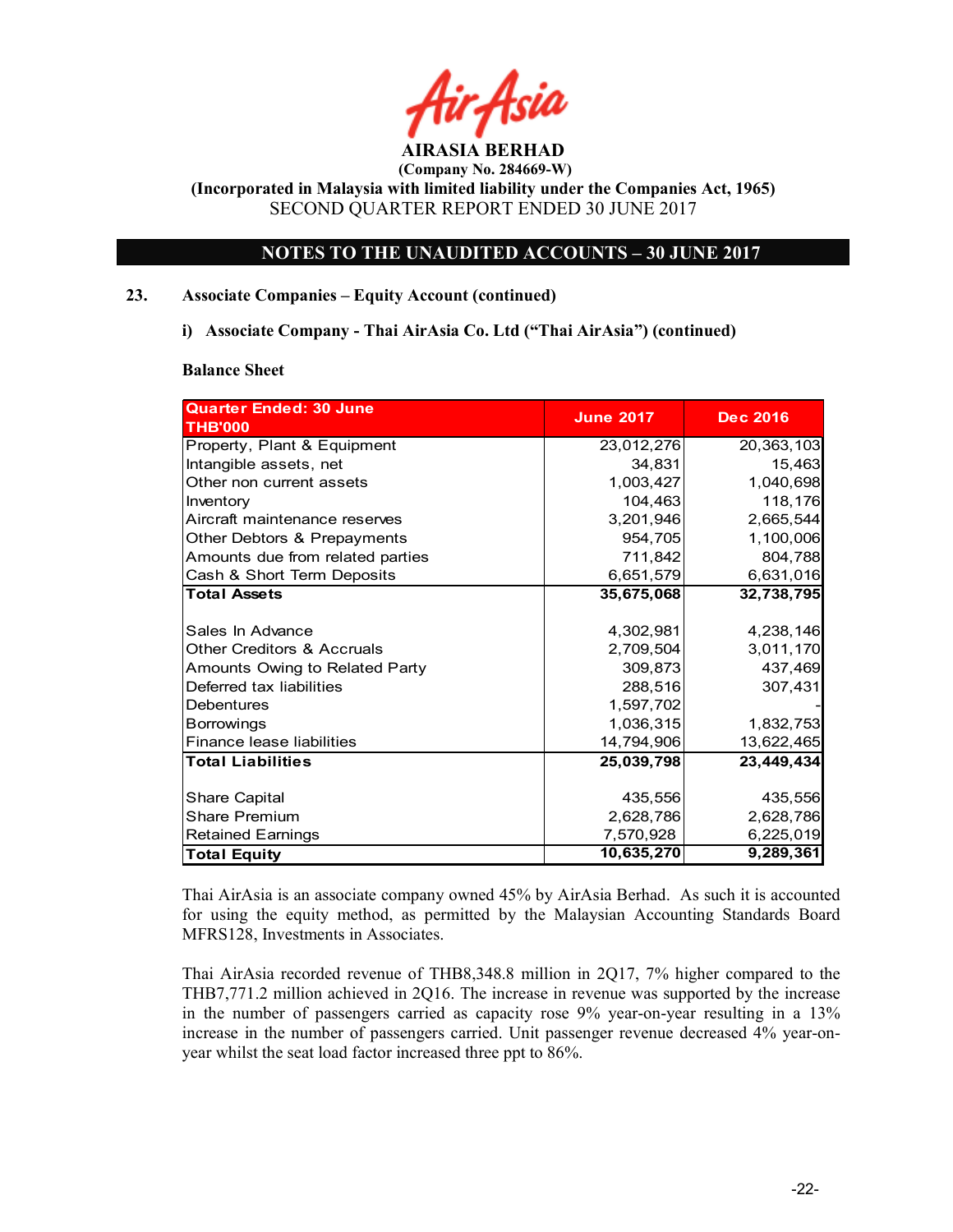AIRASIA BERHAD

(Company No. 284669-W)

(Incorporated in Malaysia with limited liability under the Companies Act, 1965)

SECOND QUARTER REPORT ENDED 30 JUNE 2017

## NOTES TO THE UNAUDITED ACCOUNTS – 30 JUNE 2017

### 23. Associate Companies – Equity Account (continued)

#### i) Associate Company - Thai AirAsia Co. Ltd ("Thai AirAsia") (continued)

**Balance Sheet**

| Quarter Ended: 30 June THB'000 | June 2017 | Dec 2016 |
|---|---|---|
| Property, Plant & Equipment | 23,012,276 | 20,363,103 |
| Intangible assets, net | 34,831 | 15,463 |
| Other non current assets | 1,003,427 | 1,040,698 |
| Inventory | 104,463 | 118,176 |
| Aircraft maintenance reserves | 3,201,946 | 2,665,544 |
| Other Debtors & Prepayments | 954,705 | 1,100,006 |
| Amounts due from related parties | 711,842 | 804,788 |
| Cash & Short Term Deposits | 6,651,579 | 6,631,016 |
| **Total Assets** | **35,675,068** | **32,738,795** |
| | | |
| Sales In Advance | 4,302,981 | 4,238,146 |
| Other Creditors & Accruals | 2,709,504 | 3,011,170 |
| Amounts Owing to Related Party | 309,873 | 437,469 |
| Deferred tax liabilities | 288,516 | 307,431 |
| Debentures | 1,597,702 | - |
| Borrowings | 1,036,315 | 1,832,753 |
| Finance lease liabilities | 14,794,906 | 13,622,465 |
| **Total Liabilities** | **25,039,798** | **23,449,434** |
| | | |
| Share Capital | 435,556 | 435,556 |
| Share Premium | 2,628,786 | 2,628,786 |
| Retained Earnings | 7,570,928 | 6,225,019 |
| **Total Equity** | **10,635,270** | **9,289,361** |

Thai AirAsia is an associate company owned 45% by AirAsia Berhad. As such it is accounted for using the equity method, as permitted by the Malaysian Accounting Standards Board MFRS128, Investments in Associates.

Thai AirAsia recorded revenue of THB8,348.8 million in 2Q17, 7% higher compared to the THB7,771.2 million achieved in 2Q16. The increase in revenue was supported by the increase in the number of passengers carried as capacity rose 9% year-on-year resulting in a 13% increase in the number of passengers carried. Unit passenger revenue decreased 4% year-on-year whilst the seat load factor increased three ppt to 86%.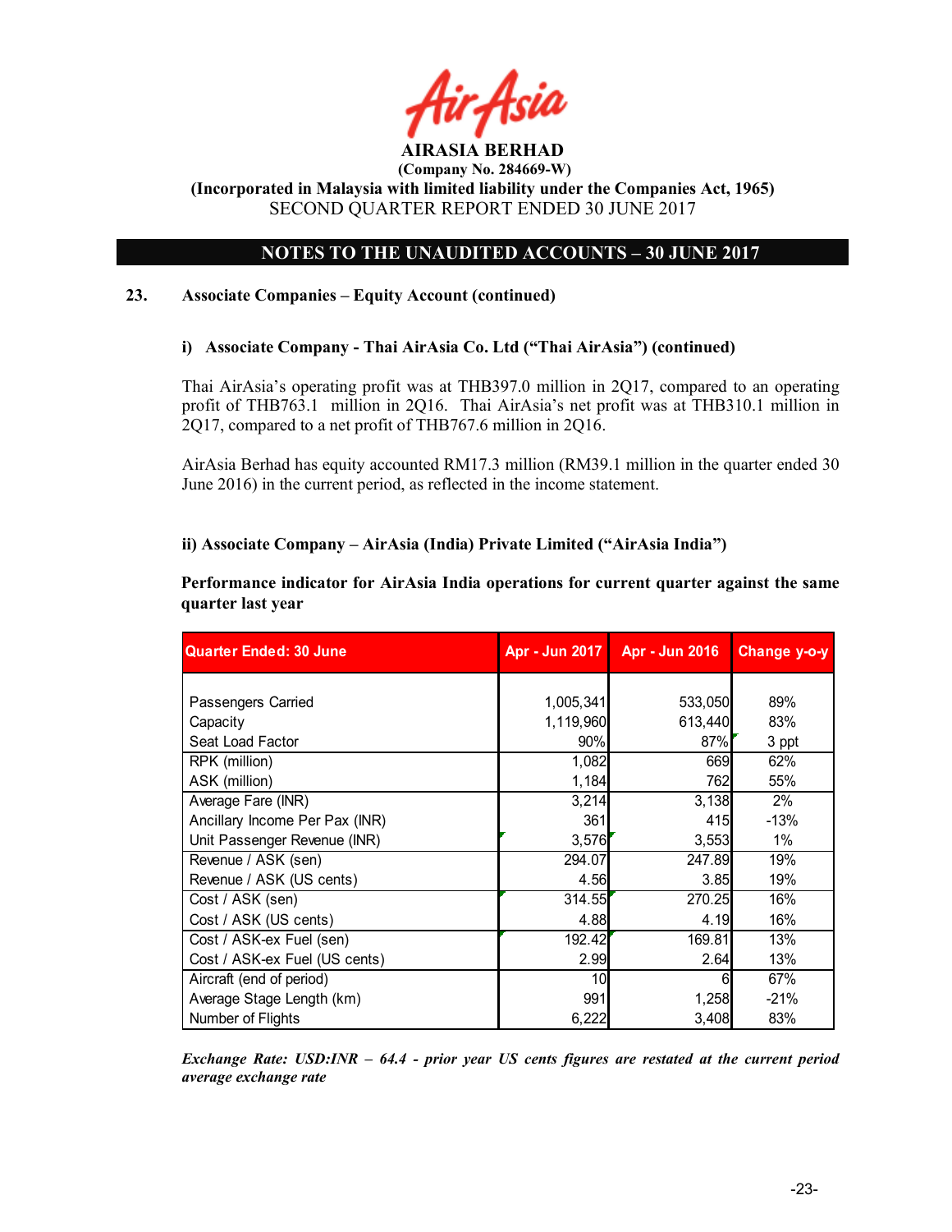**AIRASIA BERHAD**
**(Company No. 284669-W)**
**(Incorporated in Malaysia with limited liability under the Companies Act, 1965)**
SECOND QUARTER REPORT ENDED 30 JUNE 2017

## NOTES TO THE UNAUDITED ACCOUNTS – 30 JUNE 2017

### 23. Associate Companies – Equity Account (continued)

#### i) Associate Company - Thai AirAsia Co. Ltd ("Thai AirAsia") (continued)

Thai AirAsia's operating profit was at THB397.0 million in 2Q17, compared to an operating profit of THB763.1 million in 2Q16. Thai AirAsia's net profit was at THB310.1 million in 2Q17, compared to a net profit of THB767.6 million in 2Q16.

AirAsia Berhad has equity accounted RM17.3 million (RM39.1 million in the quarter ended 30 June 2016) in the current period, as reflected in the income statement.

#### ii) Associate Company – AirAsia (India) Private Limited ("AirAsia India")

**Performance indicator for AirAsia India operations for current quarter against the same quarter last year**

| Quarter Ended: 30 June | Apr - Jun 2017 | Apr - Jun 2016 | Change y-o-y |
|---|---|---|---|
| Passengers Carried | 1,005,341 | 533,050 | 89% |
| Capacity | 1,119,960 | 613,440 | 83% |
| Seat Load Factor | 90% | 87% | 3 ppt |
| RPK (million) | 1,082 | 669 | 62% |
| ASK (million) | 1,184 | 762 | 55% |
| Average Fare (INR) | 3,214 | 3,138 | 2% |
| Ancillary Income Per Pax (INR) | 361 | 415 | -13% |
| Unit Passenger Revenue (INR) | 3,576 | 3,553 | 1% |
| Revenue / ASK (sen) | 294.07 | 247.89 | 19% |
| Revenue / ASK (US cents) | 4.56 | 3.85 | 19% |
| Cost / ASK (sen) | 314.55 | 270.25 | 16% |
| Cost / ASK (US cents) | 4.88 | 4.19 | 16% |
| Cost / ASK-ex Fuel (sen) | 192.42 | 169.81 | 13% |
| Cost / ASK-ex Fuel (US cents) | 2.99 | 2.64 | 13% |
| Aircraft (end of period) | 10 | 6 | 67% |
| Average Stage Length (km) | 991 | 1,258 | -21% |
| Number of Flights | 6,222 | 3,408 | 83% |

***Exchange Rate: USD:INR – 64.4 - prior year US cents figures are restated at the current period average exchange rate***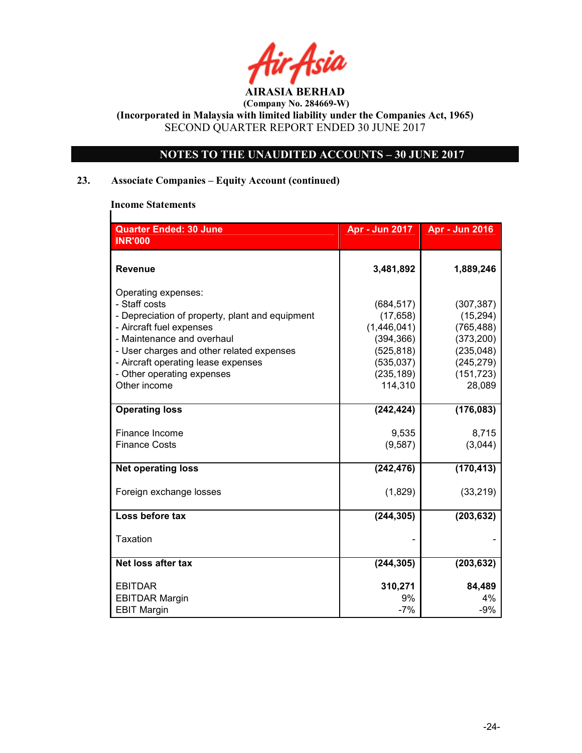AIRASIA BERHAD
(Company No. 284669-W)
(Incorporated in Malaysia with limited liability under the Companies Act, 1965)
SECOND QUARTER REPORT ENDED 30 JUNE 2017

## NOTES TO THE UNAUDITED ACCOUNTS – 30 JUNE 2017

### 23. Associate Companies – Equity Account (continued)

**Income Statements**

| Quarter Ended: 30 June<br>INR'000 | Apr - Jun 2017 | Apr - Jun 2016 |
|---|---:|---:|
| **Revenue** | **3,481,892** | **1,889,246** |
| Operating expenses: | | |
| - Staff costs | (684,517) | (307,387) |
| - Depreciation of property, plant and equipment | (17,658) | (15,294) |
| - Aircraft fuel expenses | (1,446,041) | (765,488) |
| - Maintenance and overhaul | (394,366) | (373,200) |
| - User charges and other related expenses | (525,818) | (235,048) |
| - Aircraft operating lease expenses | (535,037) | (245,279) |
| - Other operating expenses | (235,189) | (151,723) |
| Other income | 114,310 | 28,089 |
| **Operating loss** | **(242,424)** | **(176,083)** |
| Finance Income | 9,535 | 8,715 |
| Finance Costs | (9,587) | (3,044) |
| **Net operating loss** | **(242,476)** | **(170,413)** |
| Foreign exchange losses | (1,829) | (33,219) |
| **Loss before tax** | **(244,305)** | **(203,632)** |
| Taxation | - | - |
| **Net loss after tax** | **(244,305)** | **(203,632)** |
| EBITDAR | **310,271** | **84,489** |
| EBITDAR Margin | 9% | 4% |
| EBIT Margin | -7% | -9% |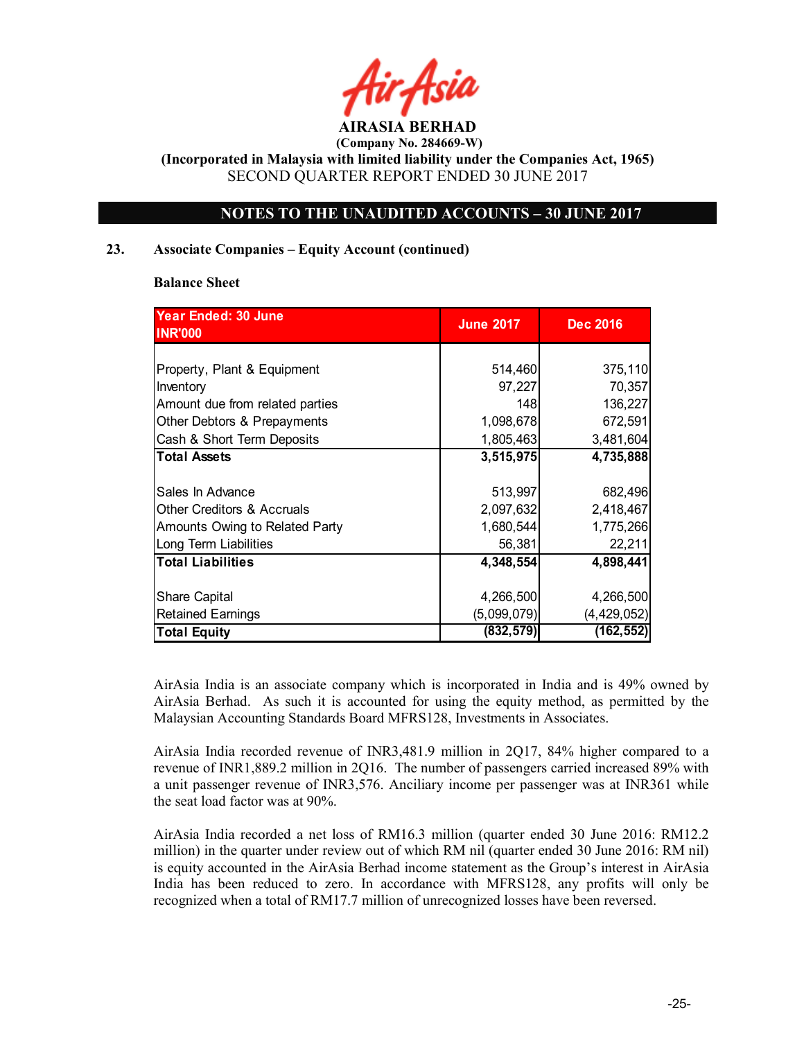**AIRASIA BERHAD**

**(Company No. 284669-W)**

**(Incorporated in Malaysia with limited liability under the Companies Act, 1965)**

SECOND QUARTER REPORT ENDED 30 JUNE 2017

## NOTES TO THE UNAUDITED ACCOUNTS – 30 JUNE 2017

### 23. Associate Companies – Equity Account (continued)

**Balance Sheet**

| Year Ended: 30 June<br>INR'000 | June 2017 | Dec 2016 |
|---|---|---|
| Property, Plant & Equipment | 514,460 | 375,110 |
| Inventory | 97,227 | 70,357 |
| Amount due from related parties | 148 | 136,227 |
| Other Debtors & Prepayments | 1,098,678 | 672,591 |
| Cash & Short Term Deposits | 1,805,463 | 3,481,604 |
| **Total Assets** | **3,515,975** | **4,735,888** |
| Sales In Advance | 513,997 | 682,496 |
| Other Creditors & Accruals | 2,097,632 | 2,418,467 |
| Amounts Owing to Related Party | 1,680,544 | 1,775,266 |
| Long Term Liabilities | 56,381 | 22,211 |
| **Total Liabilities** | **4,348,554** | **4,898,441** |
| Share Capital | 4,266,500 | 4,266,500 |
| Retained Earnings | (5,099,079) | (4,429,052) |
| **Total Equity** | **(832,579)** | **(162,552)** |

AirAsia India is an associate company which is incorporated in India and is 49% owned by AirAsia Berhad. As such it is accounted for using the equity method, as permitted by the Malaysian Accounting Standards Board MFRS128, Investments in Associates.

AirAsia India recorded revenue of INR3,481.9 million in 2Q17, 84% higher compared to a revenue of INR1,889.2 million in 2Q16. The number of passengers carried increased 89% with a unit passenger revenue of INR3,576. Anciliary income per passenger was at INR361 while the seat load factor was at 90%.

AirAsia India recorded a net loss of RM16.3 million (quarter ended 30 June 2016: RM12.2 million) in the quarter under review out of which RM nil (quarter ended 30 June 2016: RM nil) is equity accounted in the AirAsia Berhad income statement as the Group's interest in AirAsia India has been reduced to zero. In accordance with MFRS128, any profits will only be recognized when a total of RM17.7 million of unrecognized losses have been reversed.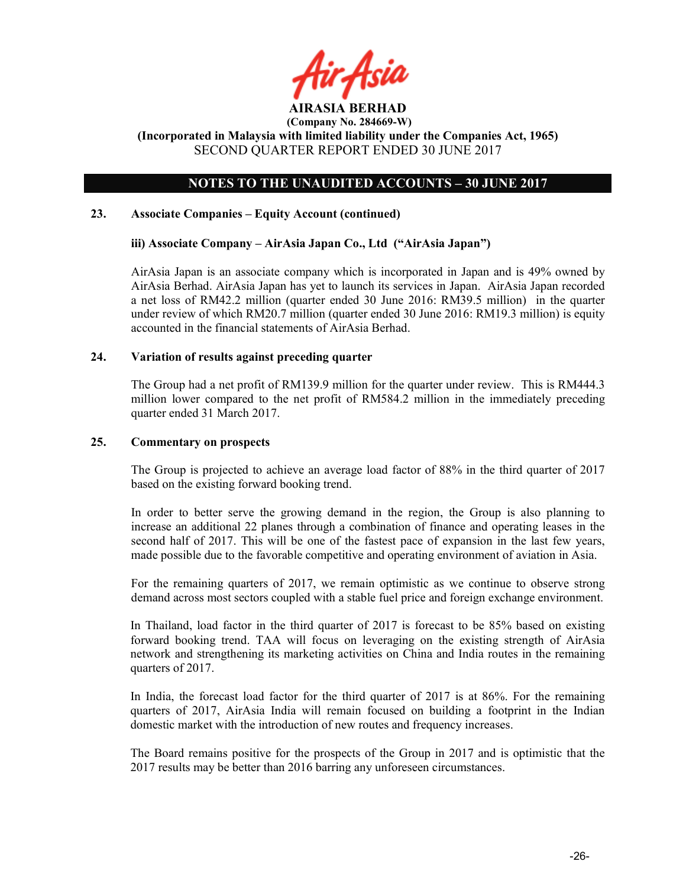**AIRASIA BERHAD**
**(Company No. 284669-W)**
**(Incorporated in Malaysia with limited liability under the Companies Act, 1965)**
SECOND QUARTER REPORT ENDED 30 JUNE 2017

## NOTES TO THE UNAUDITED ACCOUNTS – 30 JUNE 2017

### 23. Associate Companies – Equity Account (continued)

**iii) Associate Company – AirAsia Japan Co., Ltd ("AirAsia Japan")**

AirAsia Japan is an associate company which is incorporated in Japan and is 49% owned by AirAsia Berhad. AirAsia Japan has yet to launch its services in Japan. AirAsia Japan recorded a net loss of RM42.2 million (quarter ended 30 June 2016: RM39.5 million) in the quarter under review of which RM20.7 million (quarter ended 30 June 2016: RM19.3 million) is equity accounted in the financial statements of AirAsia Berhad.

### 24. Variation of results against preceding quarter

The Group had a net profit of RM139.9 million for the quarter under review. This is RM444.3 million lower compared to the net profit of RM584.2 million in the immediately preceding quarter ended 31 March 2017.

### 25. Commentary on prospects

The Group is projected to achieve an average load factor of 88% in the third quarter of 2017 based on the existing forward booking trend.

In order to better serve the growing demand in the region, the Group is also planning to increase an additional 22 planes through a combination of finance and operating leases in the second half of 2017. This will be one of the fastest pace of expansion in the last few years, made possible due to the favorable competitive and operating environment of aviation in Asia.

For the remaining quarters of 2017, we remain optimistic as we continue to observe strong demand across most sectors coupled with a stable fuel price and foreign exchange environment.

In Thailand, load factor in the third quarter of 2017 is forecast to be 85% based on existing forward booking trend. TAA will focus on leveraging on the existing strength of AirAsia network and strengthening its marketing activities on China and India routes in the remaining quarters of 2017.

In India, the forecast load factor for the third quarter of 2017 is at 86%. For the remaining quarters of 2017, AirAsia India will remain focused on building a footprint in the Indian domestic market with the introduction of new routes and frequency increases.

The Board remains positive for the prospects of the Group in 2017 and is optimistic that the 2017 results may be better than 2016 barring any unforeseen circumstances.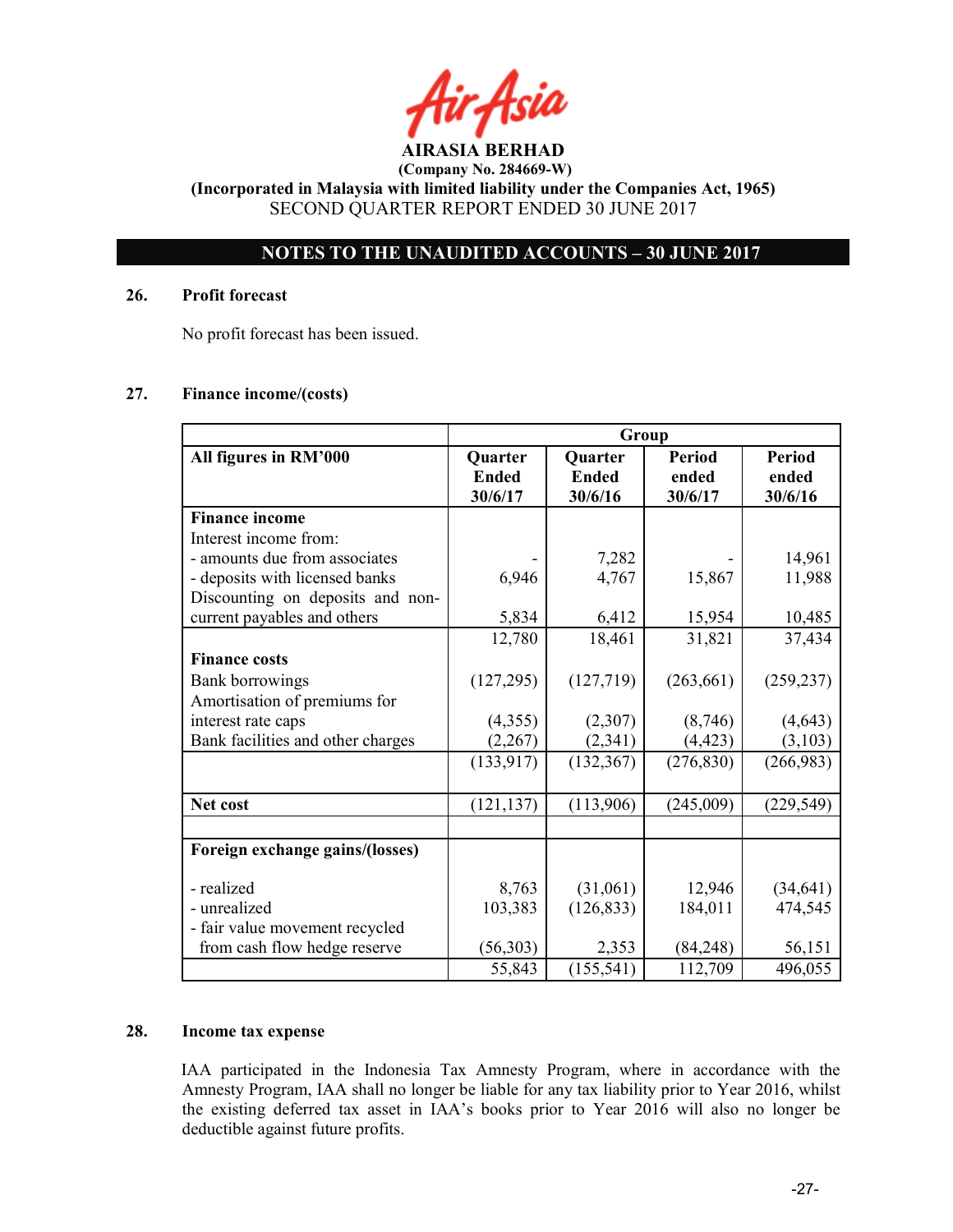**AIRASIA BERHAD**
**(Company No. 284669-W)**
**(Incorporated in Malaysia with limited liability under the Companies Act, 1965)**
SECOND QUARTER REPORT ENDED 30 JUNE 2017

**NOTES TO THE UNAUDITED ACCOUNTS – 30 JUNE 2017**

## 26. Profit forecast

No profit forecast has been issued.

## 27. Finance income/(costs)

| | Group | | | |
|---|---|---|---|---|
| **All figures in RM'000** | **Quarter Ended 30/6/17** | **Quarter Ended 30/6/16** | **Period ended 30/6/17** | **Period ended 30/6/16** |
| **Finance income** | | | | |
| Interest income from: | | | | |
| - amounts due from associates | - | 7,282 | - | 14,961 |
| - deposits with licensed banks | 6,946 | 4,767 | 15,867 | 11,988 |
| Discounting on deposits and non-current payables and others | 5,834 | 6,412 | 15,954 | 10,485 |
| | 12,780 | 18,461 | 31,821 | 37,434 |
| **Finance costs** | | | | |
| Bank borrowings | (127,295) | (127,719) | (263,661) | (259,237) |
| Amortisation of premiums for interest rate caps | (4,355) | (2,307) | (8,746) | (4,643) |
| Bank facilities and other charges | (2,267) | (2,341) | (4,423) | (3,103) |
| | (133,917) | (132,367) | (276,830) | (266,983) |
| **Net cost** | (121,137) | (113,906) | (245,009) | (229,549) |
| | | | | |
| **Foreign exchange gains/(losses)** | | | | |
| - realized | 8,763 | (31,061) | 12,946 | (34,641) |
| - unrealized | 103,383 | (126,833) | 184,011 | 474,545 |
| - fair value movement recycled from cash flow hedge reserve | (56,303) | 2,353 | (84,248) | 56,151 |
| | 55,843 | (155,541) | 112,709 | 496,055 |

## 28. Income tax expense

IAA participated in the Indonesia Tax Amnesty Program, where in accordance with the Amnesty Program, IAA shall no longer be liable for any tax liability prior to Year 2016, whilst the existing deferred tax asset in IAA's books prior to Year 2016 will also no longer be deductible against future profits.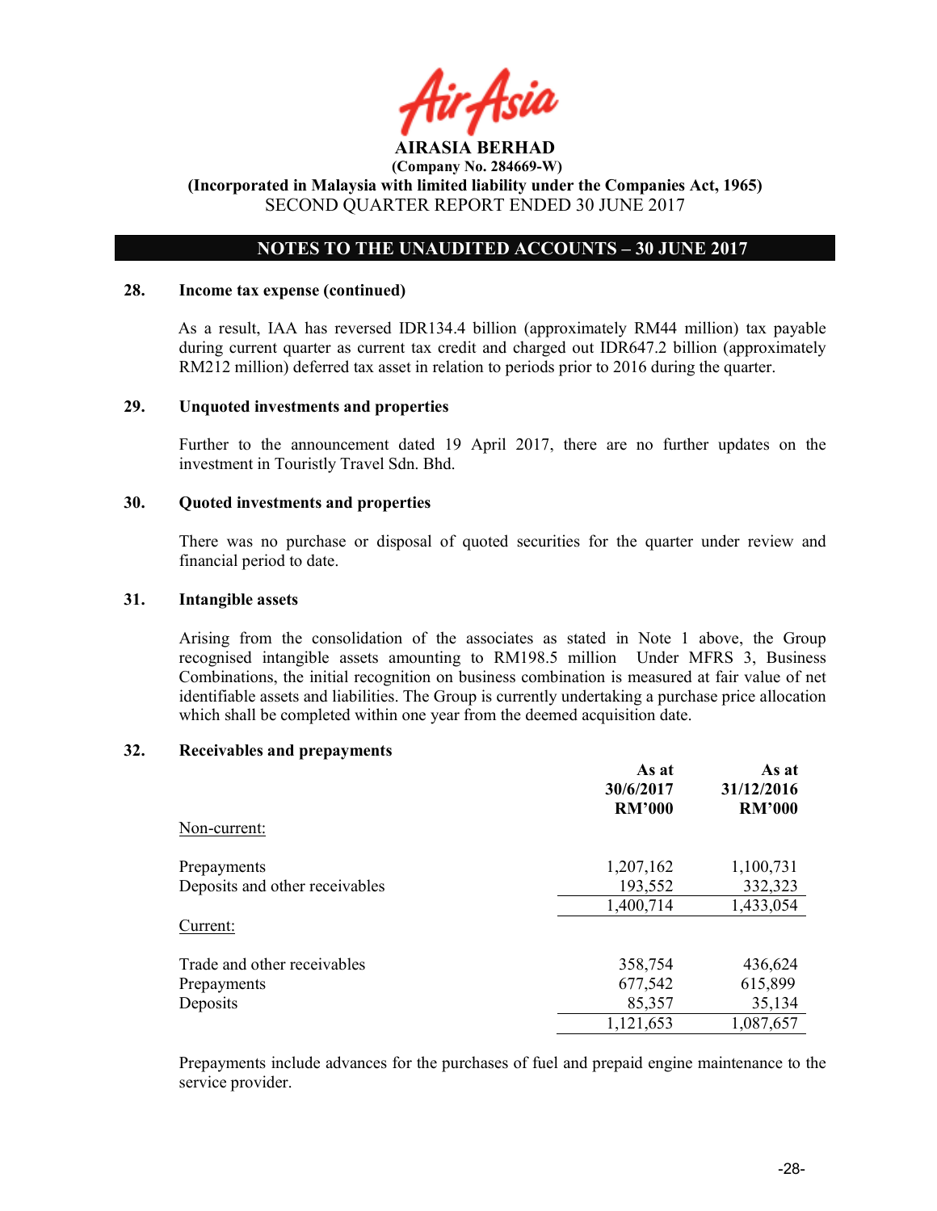**AIRASIA BERHAD**
**(Company No. 284669-W)**
**(Incorporated in Malaysia with limited liability under the Companies Act, 1965)**
SECOND QUARTER REPORT ENDED 30 JUNE 2017

**NOTES TO THE UNAUDITED ACCOUNTS – 30 JUNE 2017**

## 28. Income tax expense (continued)

As a result, IAA has reversed IDR134.4 billion (approximately RM44 million) tax payable during current quarter as current tax credit and charged out IDR647.2 billion (approximately RM212 million) deferred tax asset in relation to periods prior to 2016 during the quarter.

## 29. Unquoted investments and properties

Further to the announcement dated 19 April 2017, there are no further updates on the investment in Touristly Travel Sdn. Bhd.

## 30. Quoted investments and properties

There was no purchase or disposal of quoted securities for the quarter under review and financial period to date.

## 31. Intangible assets

Arising from the consolidation of the associates as stated in Note 1 above, the Group recognised intangible assets amounting to RM198.5 million  Under MFRS 3, Business Combinations, the initial recognition on business combination is measured at fair value of net identifiable assets and liabilities. The Group is currently undertaking a purchase price allocation which shall be completed within one year from the deemed acquisition date.

## 32. Receivables and prepayments

| | As at 30/6/2017 RM'000 | As at 31/12/2016 RM'000 |
|---|---|---|
| Non-current: | | |
| Prepayments | 1,207,162 | 1,100,731 |
| Deposits and other receivables | 193,552 | 332,323 |
| | 1,400,714 | 1,433,054 |
| Current: | | |
| Trade and other receivables | 358,754 | 436,624 |
| Prepayments | 677,542 | 615,899 |
| Deposits | 85,357 | 35,134 |
| | 1,121,653 | 1,087,657 |

Prepayments include advances for the purchases of fuel and prepaid engine maintenance to the service provider.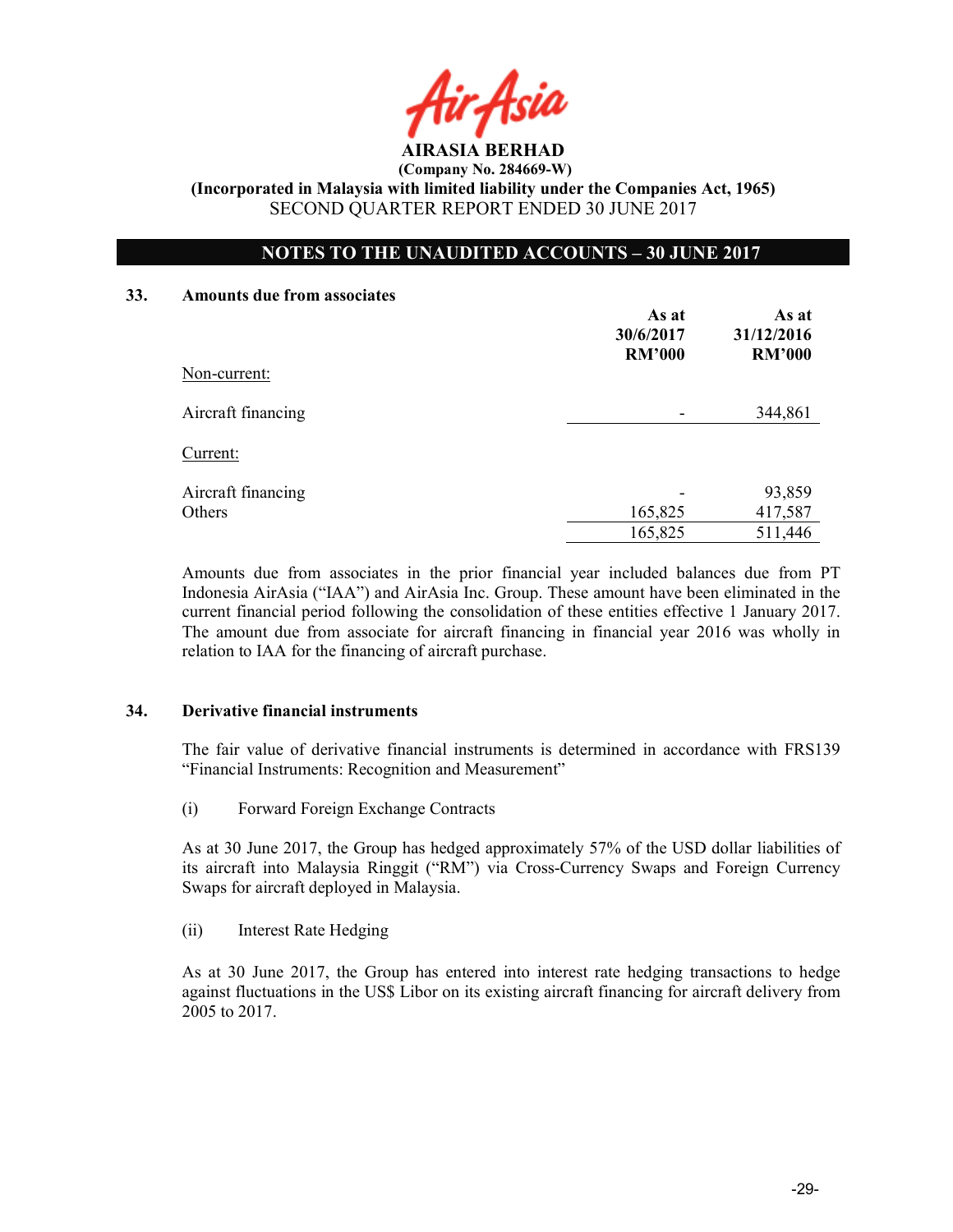**AIRASIA BERHAD**
**(Company No. 284669-W)**
**(Incorporated in Malaysia with limited liability under the Companies Act, 1965)**
SECOND QUARTER REPORT ENDED 30 JUNE 2017

**NOTES TO THE UNAUDITED ACCOUNTS – 30 JUNE 2017**

## 33. Amounts due from associates

| | As at 30/6/2017 RM'000 | As at 31/12/2016 RM'000 |
|---|---|---|
| Non-current: | | |
| Aircraft financing | - | 344,861 |
| Current: | | |
| Aircraft financing | - | 93,859 |
| Others | 165,825 | 417,587 |
| | 165,825 | 511,446 |

Amounts due from associates in the prior financial year included balances due from PT Indonesia AirAsia ("IAA") and AirAsia Inc. Group. These amount have been eliminated in the current financial period following the consolidation of these entities effective 1 January 2017. The amount due from associate for aircraft financing in financial year 2016 was wholly in relation to IAA for the financing of aircraft purchase.

## 34. Derivative financial instruments

The fair value of derivative financial instruments is determined in accordance with FRS139 "Financial Instruments: Recognition and Measurement"

(i) Forward Foreign Exchange Contracts

As at 30 June 2017, the Group has hedged approximately 57% of the USD dollar liabilities of its aircraft into Malaysia Ringgit ("RM") via Cross-Currency Swaps and Foreign Currency Swaps for aircraft deployed in Malaysia.

(ii) Interest Rate Hedging

As at 30 June 2017, the Group has entered into interest rate hedging transactions to hedge against fluctuations in the US$ Libor on its existing aircraft financing for aircraft delivery from 2005 to 2017.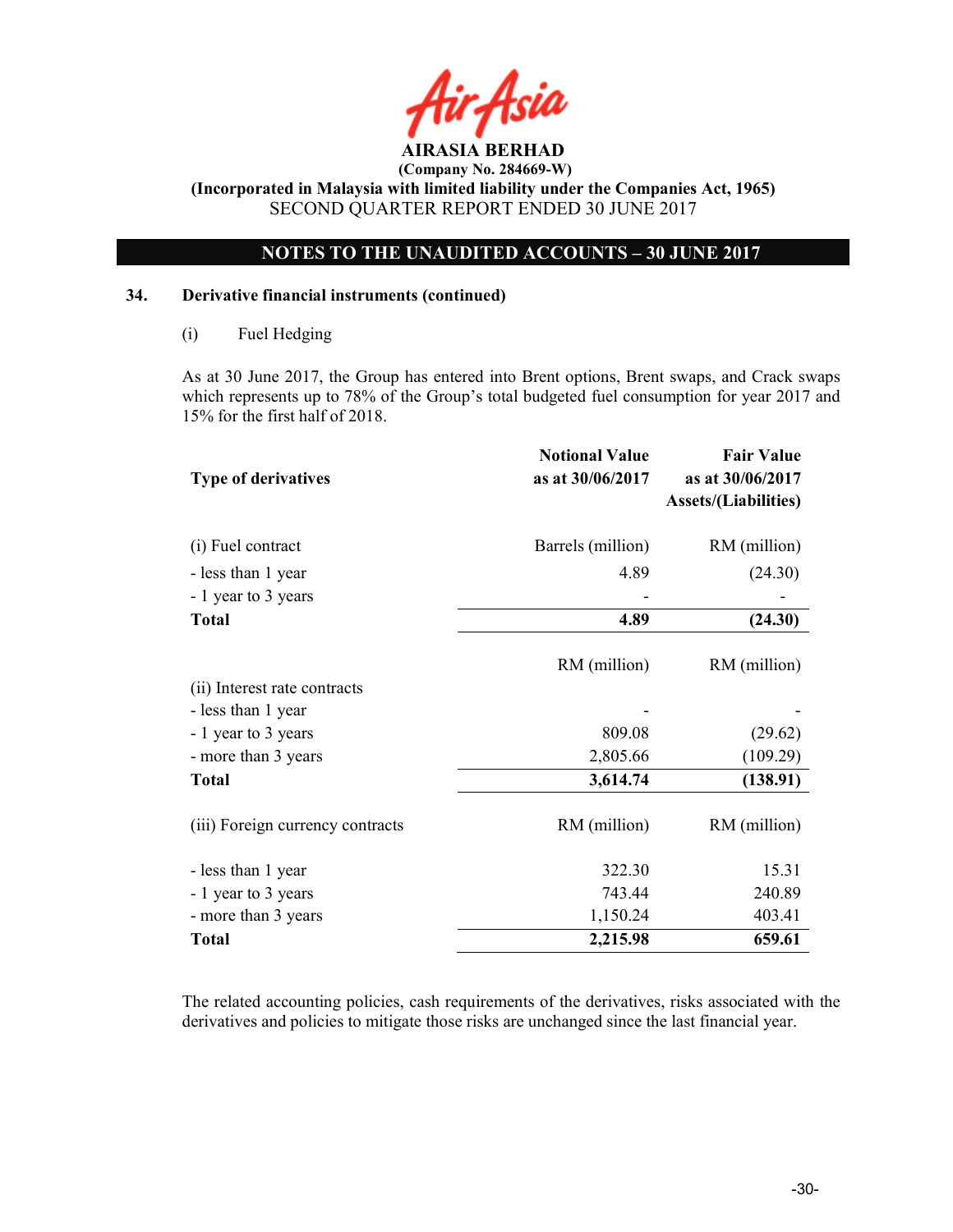AIRASIA BERHAD

(Company No. 284669-W)

(Incorporated in Malaysia with limited liability under the Companies Act, 1965)

SECOND QUARTER REPORT ENDED 30 JUNE 2017

## NOTES TO THE UNAUDITED ACCOUNTS – 30 JUNE 2017

### 34. Derivative financial instruments (continued)

(i) Fuel Hedging

As at 30 June 2017, the Group has entered into Brent options, Brent swaps, and Crack swaps which represents up to 78% of the Group's total budgeted fuel consumption for year 2017 and 15% for the first half of 2018.

| Type of derivatives | Notional Value as at 30/06/2017 | Fair Value as at 30/06/2017 Assets/(Liabilities) |
|---|---|---|
| (i) Fuel contract | Barrels (million) | RM (million) |
| - less than 1 year | 4.89 | (24.30) |
| - 1 year to 3 years | - | - |
| **Total** | **4.89** | **(24.30)** |
| | RM (million) | RM (million) |
| (ii) Interest rate contracts | | |
| - less than 1 year | - | - |
| - 1 year to 3 years | 809.08 | (29.62) |
| - more than 3 years | 2,805.66 | (109.29) |
| **Total** | **3,614.74** | **(138.91)** |
| (iii) Foreign currency contracts | RM (million) | RM (million) |
| - less than 1 year | 322.30 | 15.31 |
| - 1 year to 3 years | 743.44 | 240.89 |
| - more than 3 years | 1,150.24 | 403.41 |
| **Total** | **2,215.98** | **659.61** |

The related accounting policies, cash requirements of the derivatives, risks associated with the derivatives and policies to mitigate those risks are unchanged since the last financial year.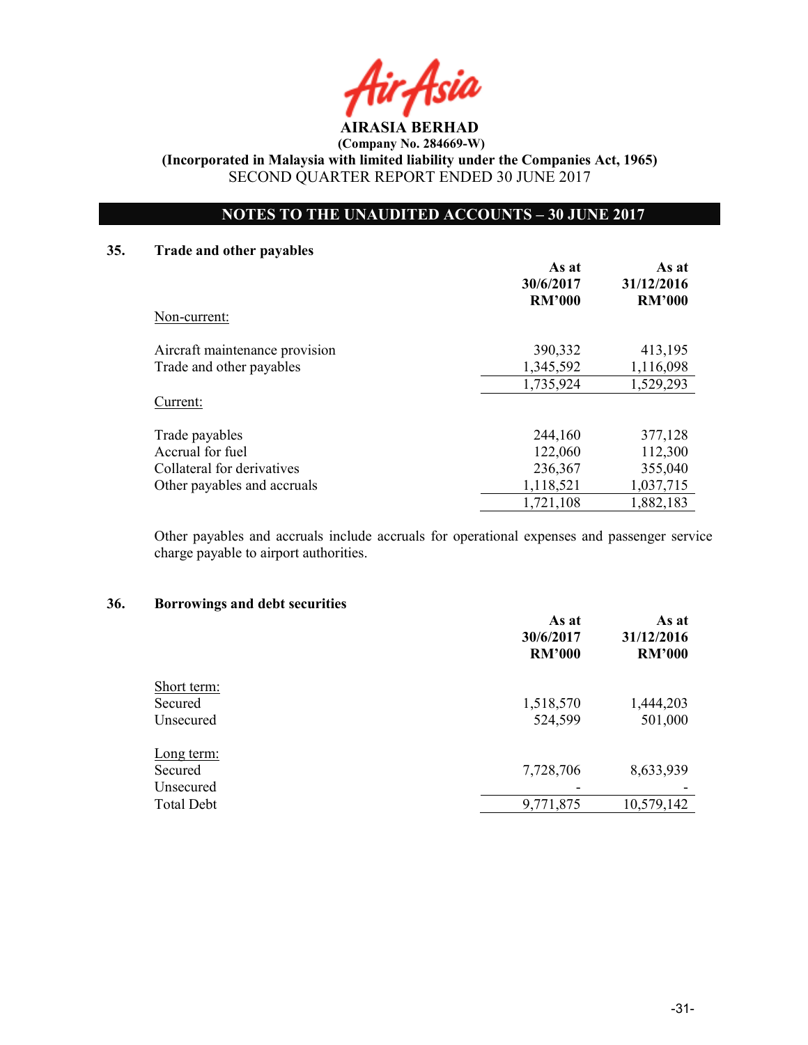**AIRASIA BERHAD**
**(Company No. 284669-W)**
**(Incorporated in Malaysia with limited liability under the Companies Act, 1965)**
SECOND QUARTER REPORT ENDED 30 JUNE 2017

## NOTES TO THE UNAUDITED ACCOUNTS – 30 JUNE 2017

### 35. Trade and other payables

| | As at 30/6/2017 RM'000 | As at 31/12/2016 RM'000 |
|---|---|---|
| Non-current: | | |
| Aircraft maintenance provision | 390,332 | 413,195 |
| Trade and other payables | 1,345,592 | 1,116,098 |
| | 1,735,924 | 1,529,293 |
| Current: | | |
| Trade payables | 244,160 | 377,128 |
| Accrual for fuel | 122,060 | 112,300 |
| Collateral for derivatives | 236,367 | 355,040 |
| Other payables and accruals | 1,118,521 | 1,037,715 |
| | 1,721,108 | 1,882,183 |

Other payables and accruals include accruals for operational expenses and passenger service charge payable to airport authorities.

### 36. Borrowings and debt securities

| | As at 30/6/2017 RM'000 | As at 31/12/2016 RM'000 |
|---|---|---|
| Short term: | | |
| Secured | 1,518,570 | 1,444,203 |
| Unsecured | 524,599 | 501,000 |
| Long term: | | |
| Secured | 7,728,706 | 8,633,939 |
| Unsecured | - | - |
| Total Debt | 9,771,875 | 10,579,142 |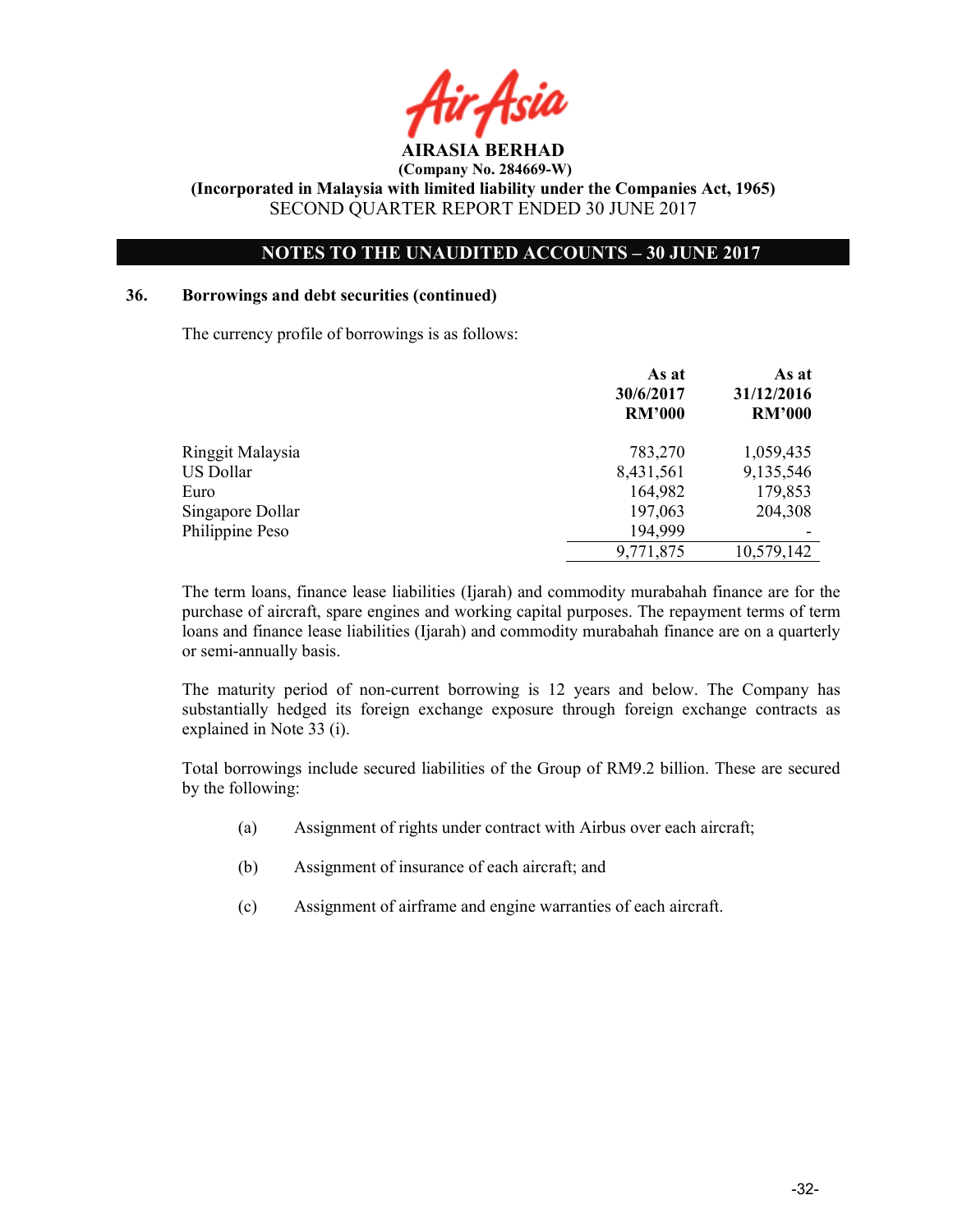## 36. Borrowings and debt securities (continued)

The currency profile of borrowings is as follows:

| | As at 30/6/2017 RM'000 | As at 31/12/2016 RM'000 |
|---|---|---|
| Ringgit Malaysia | 783,270 | 1,059,435 |
| US Dollar | 8,431,561 | 9,135,546 |
| Euro | 164,982 | 179,853 |
| Singapore Dollar | 197,063 | 204,308 |
| Philippine Peso | 194,999 | - |
| | 9,771,875 | 10,579,142 |

The term loans, finance lease liabilities (Ijarah) and commodity murabahah finance are for the purchase of aircraft, spare engines and working capital purposes. The repayment terms of term loans and finance lease liabilities (Ijarah) and commodity murabahah finance are on a quarterly or semi-annually basis.

The maturity period of non-current borrowing is 12 years and below. The Company has substantially hedged its foreign exchange exposure through foreign exchange contracts as explained in Note 33 (i).

Total borrowings include secured liabilities of the Group of RM9.2 billion. These are secured by the following:

(a) Assignment of rights under contract with Airbus over each aircraft;

(b) Assignment of insurance of each aircraft; and

(c) Assignment of airframe and engine warranties of each aircraft.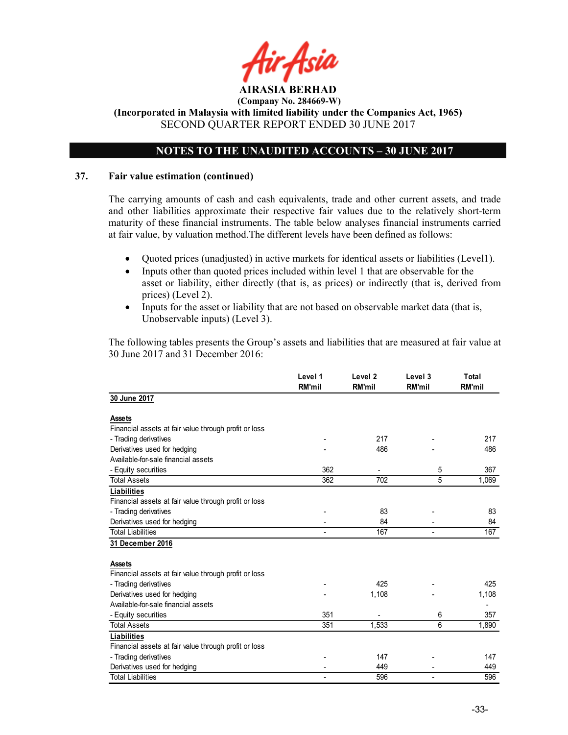AIRASIA BERHAD

(Company No. 284669-W)

(Incorporated in Malaysia with limited liability under the Companies Act, 1965)

SECOND QUARTER REPORT ENDED 30 JUNE 2017

## NOTES TO THE UNAUDITED ACCOUNTS – 30 JUNE 2017

### 37. Fair value estimation (continued)

The carrying amounts of cash and cash equivalents, trade and other current assets, and trade and other liabilities approximate their respective fair values due to the relatively short-term maturity of these financial instruments. The table below analyses financial instruments carried at fair value, by valuation method.The different levels have been defined as follows:

- Quoted prices (unadjusted) in active markets for identical assets or liabilities (Level1).
- Inputs other than quoted prices included within level 1 that are observable for the asset or liability, either directly (that is, as prices) or indirectly (that is, derived from prices) (Level 2).
- Inputs for the asset or liability that are not based on observable market data (that is, Unobservable inputs) (Level 3).

The following tables presents the Group's assets and liabilities that are measured at fair value at 30 June 2017 and 31 December 2016:

| | Level 1 RM'mil | Level 2 RM'mil | Level 3 RM'mil | Total RM'mil |
|---|---|---|---|---|
| **30 June 2017** | | | | |
| **Assets** | | | | |
| Financial assets at fair value through profit or loss | | | | |
| - Trading derivatives | - | 217 | - | 217 |
| Derivatives used for hedging | - | 486 | - | 486 |
| Available-for-sale financial assets | | | | |
| - Equity securities | 362 | - | 5 | 367 |
| Total Assets | 362 | 702 | 5 | 1,069 |
| **Liabilities** | | | | |
| Financial assets at fair value through profit or loss | | | | |
| - Trading derivatives | - | 83 | - | 83 |
| Derivatives used for hedging | - | 84 | - | 84 |
| Total Liabilities | - | 167 | - | 167 |
| **31 December 2016** | | | | |
| **Assets** | | | | |
| Financial assets at fair value through profit or loss | | | | |
| - Trading derivatives | - | 425 | - | 425 |
| Derivatives used for hedging | - | 1,108 | - | 1,108 |
| Available-for-sale financial assets | | | | - |
| - Equity securities | 351 | - | 6 | 357 |
| Total Assets | 351 | 1,533 | 6 | 1,890 |
| **Liabilities** | | | | |
| Financial assets at fair value through profit or loss | | | | |
| - Trading derivatives | - | 147 | - | 147 |
| Derivatives used for hedging | - | 449 | - | 449 |
| Total Liabilities | - | 596 | - | 596 |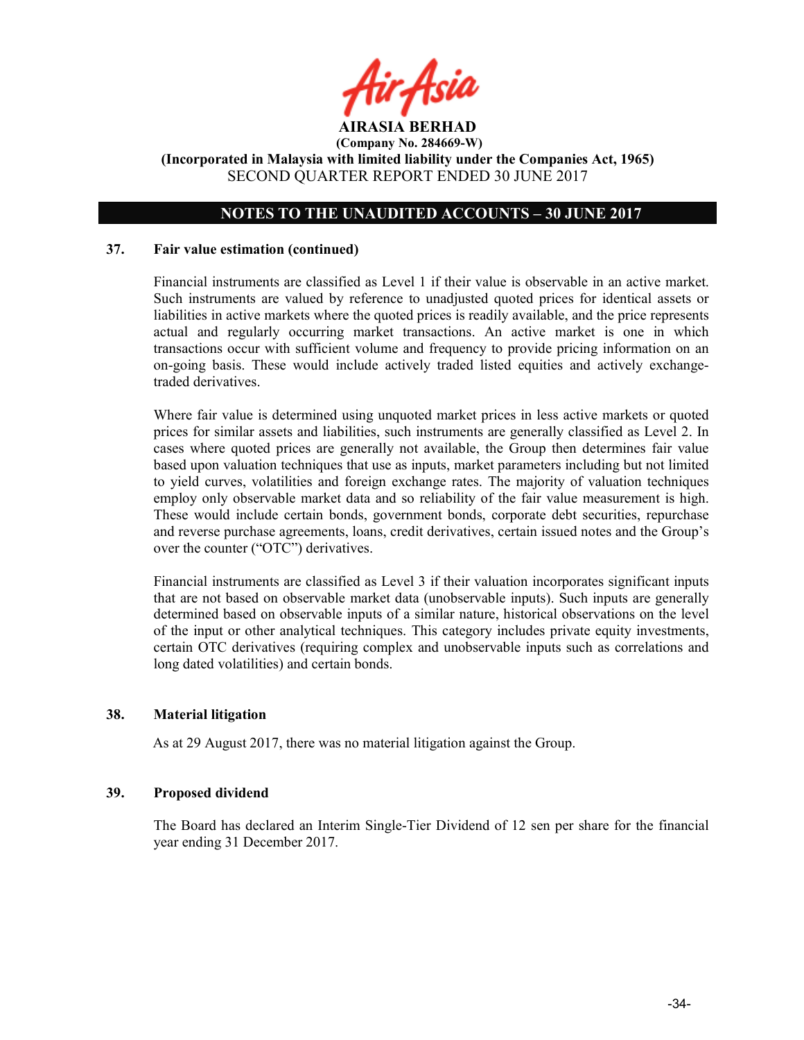## 37. Fair value estimation (continued)

Financial instruments are classified as Level 1 if their value is observable in an active market. Such instruments are valued by reference to unadjusted quoted prices for identical assets or liabilities in active markets where the quoted prices is readily available, and the price represents actual and regularly occurring market transactions. An active market is one in which transactions occur with sufficient volume and frequency to provide pricing information on an on-going basis. These would include actively traded listed equities and actively exchange-traded derivatives.

Where fair value is determined using unquoted market prices in less active markets or quoted prices for similar assets and liabilities, such instruments are generally classified as Level 2. In cases where quoted prices are generally not available, the Group then determines fair value based upon valuation techniques that use as inputs, market parameters including but not limited to yield curves, volatilities and foreign exchange rates. The majority of valuation techniques employ only observable market data and so reliability of the fair value measurement is high. These would include certain bonds, government bonds, corporate debt securities, repurchase and reverse purchase agreements, loans, credit derivatives, certain issued notes and the Group's over the counter ("OTC") derivatives.

Financial instruments are classified as Level 3 if their valuation incorporates significant inputs that are not based on observable market data (unobservable inputs). Such inputs are generally determined based on observable inputs of a similar nature, historical observations on the level of the input or other analytical techniques. This category includes private equity investments, certain OTC derivatives (requiring complex and unobservable inputs such as correlations and long dated volatilities) and certain bonds.

## 38. Material litigation

As at 29 August 2017, there was no material litigation against the Group.

## 39. Proposed dividend

The Board has declared an Interim Single-Tier Dividend of 12 sen per share for the financial year ending 31 December 2017.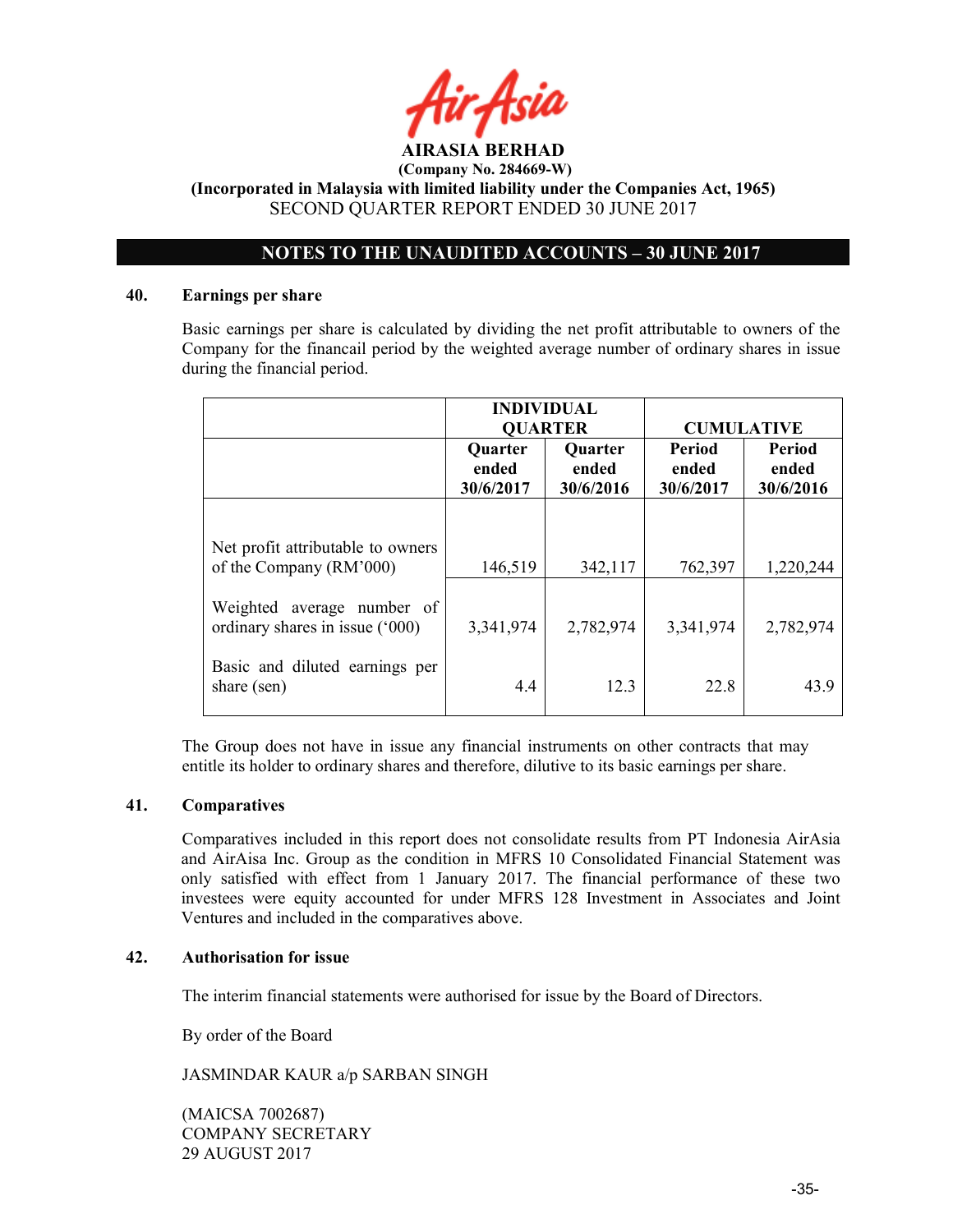**AIRASIA BERHAD**
**(Company No. 284669-W)**
**(Incorporated in Malaysia with limited liability under the Companies Act, 1965)**
SECOND QUARTER REPORT ENDED 30 JUNE 2017

## NOTES TO THE UNAUDITED ACCOUNTS – 30 JUNE 2017

### 40. Earnings per share

Basic earnings per share is calculated by dividing the net profit attributable to owners of the Company for the financail period by the weighted average number of ordinary shares in issue during the financial period.

| | INDIVIDUAL QUARTER | | CUMULATIVE | |
|---|---|---|---|---|
| | **Quarter ended 30/6/2017** | **Quarter ended 30/6/2016** | **Period ended 30/6/2017** | **Period ended 30/6/2016** |
| Net profit attributable to owners of the Company (RM'000) | 146,519 | 342,117 | 762,397 | 1,220,244 |
| Weighted average number of ordinary shares in issue ('000) | 3,341,974 | 2,782,974 | 3,341,974 | 2,782,974 |
| Basic and diluted earnings per share (sen) | 4.4 | 12.3 | 22.8 | 43.9 |

The Group does not have in issue any financial instruments on other contracts that may entitle its holder to ordinary shares and therefore, dilutive to its basic earnings per share.

### 41. Comparatives

Comparatives included in this report does not consolidate results from PT Indonesia AirAsia and AirAisa Inc. Group as the condition in MFRS 10 Consolidated Financial Statement was only satisfied with effect from 1 January 2017. The financial performance of these two investees were equity accounted for under MFRS 128 Investment in Associates and Joint Ventures and included in the comparatives above.

### 42. Authorisation for issue

The interim financial statements were authorised for issue by the Board of Directors.

By order of the Board

JASMINDAR KAUR a/p SARBAN SINGH

(MAICSA 7002687)
COMPANY SECRETARY
29 AUGUST 2017